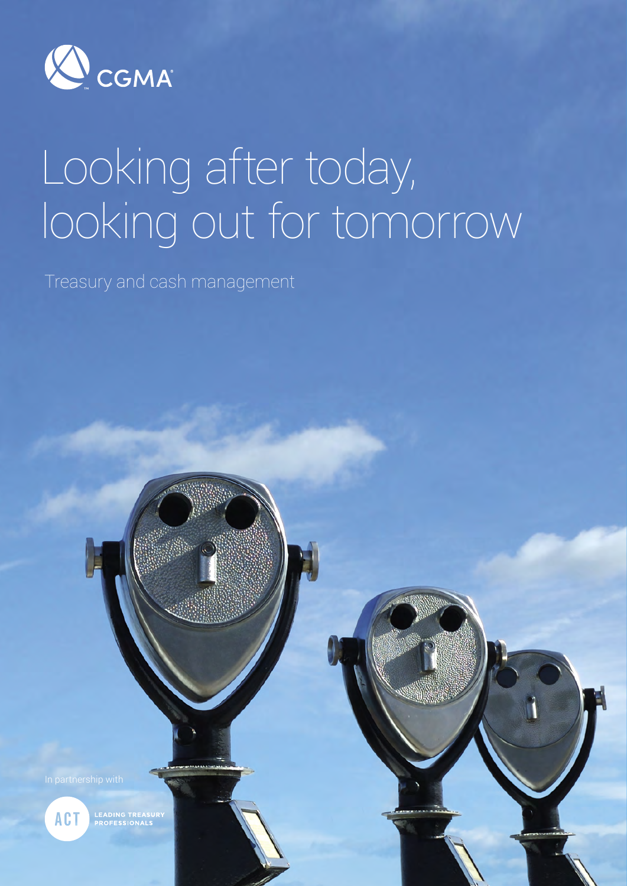CGMA

# Looking after today, looking out for tomorrow

Treasury and cash management

In partnership with

ACT LEADING TREASURY PROFESSIONALS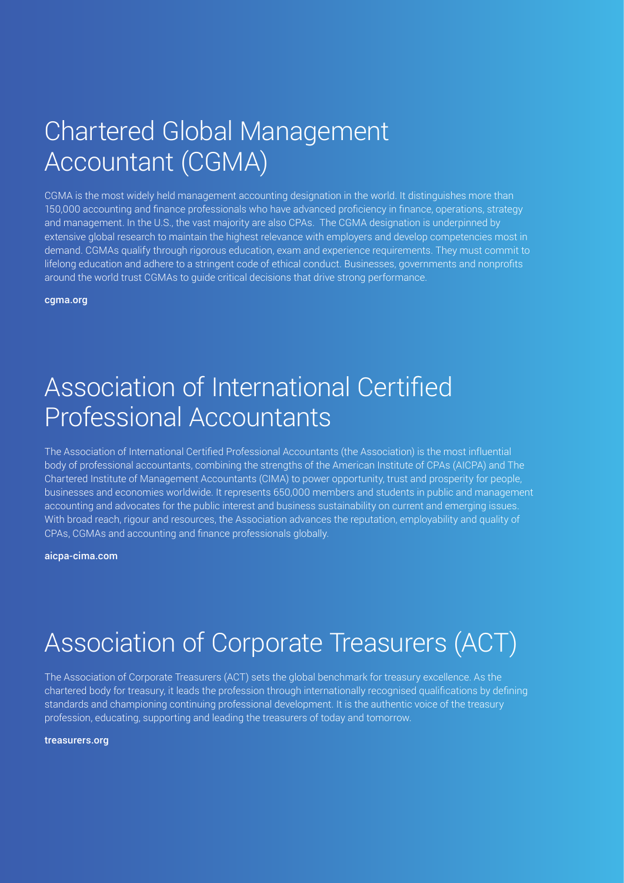# Chartered Global Management Accountant (CGMA)

CGMA is the most widely held management accounting designation in the world. It distinguishes more than 150,000 accounting and finance professionals who have advanced proficiency in finance, operations, strategy and management. In the U.S., the vast majority are also CPAs. The CGMA designation is underpinned by extensive global research to maintain the highest relevance with employers and develop competencies most in demand. CGMAs qualify through rigorous education, exam and experience requirements. They must commit to lifelong education and adhere to a stringent code of ethical conduct. Businesses, governments and nonprofits around the world trust CGMAs to guide critical decisions that drive strong performance.

**cgma.org**

# Association of International Certified Professional Accountants

The Association of International Certified Professional Accountants (the Association) is the most influential body of professional accountants, combining the strengths of the American Institute of CPAs (AICPA) and The Chartered Institute of Management Accountants (CIMA) to power opportunity, trust and prosperity for people, businesses and economies worldwide. It represents 650,000 members and students in public and management accounting and advocates for the public interest and business sustainability on current and emerging issues. With broad reach, rigour and resources, the Association advances the reputation, employability and quality of CPAs, CGMAs and accounting and finance professionals globally.

**aicpa-cima.com**

# Association of Corporate Treasurers (ACT)

The Association of Corporate Treasurers (ACT) sets the global benchmark for treasury excellence. As the chartered body for treasury, it leads the profession through internationally recognised qualifications by defining standards and championing continuing professional development. It is the authentic voice of the treasury profession, educating, supporting and leading the treasurers of today and tomorrow.

**treasurers.org**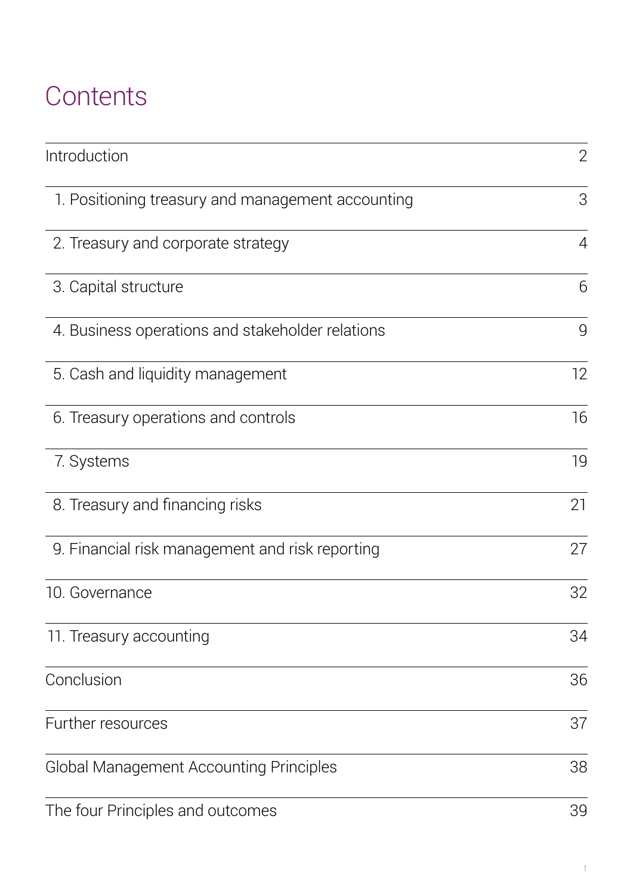# Contents

| | |
|---|---|
| Introduction | 2 |
| 1. Positioning treasury and management accounting | 3 |
| 2. Treasury and corporate strategy | 4 |
| 3. Capital structure | 6 |
| 4. Business operations and stakeholder relations | 9 |
| 5. Cash and liquidity management | 12 |
| 6. Treasury operations and controls | 16 |
| 7. Systems | 19 |
| 8. Treasury and financing risks | 21 |
| 9. Financial risk management and risk reporting | 27 |
| 10. Governance | 32 |
| 11. Treasury accounting | 34 |
| Conclusion | 36 |
| Further resources | 37 |
| Global Management Accounting Principles | 38 |
| The four Principles and outcomes | 39 |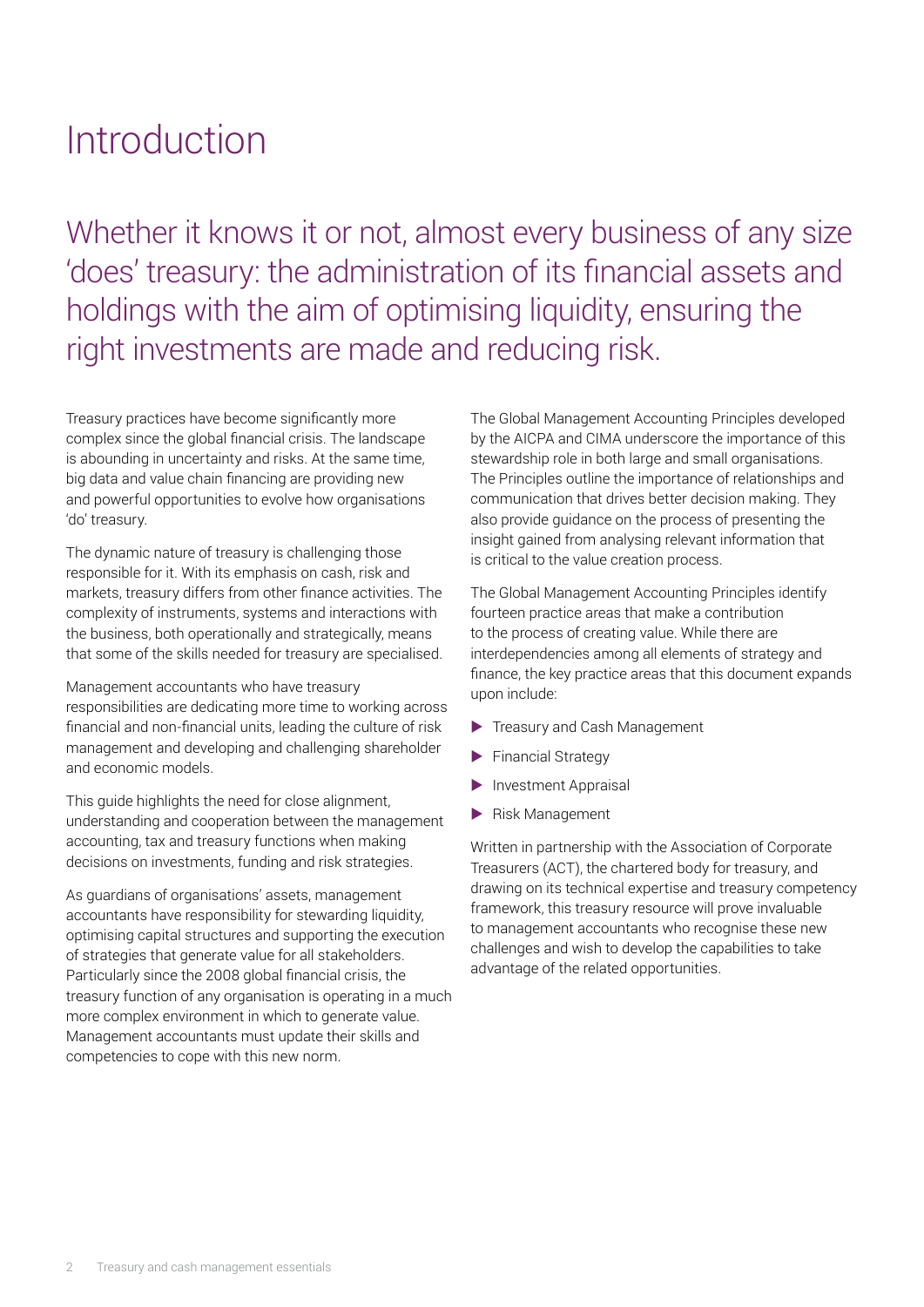# Introduction

## Whether it knows it or not, almost every business of any size 'does' treasury: the administration of its financial assets and holdings with the aim of optimising liquidity, ensuring the right investments are made and reducing risk.

Treasury practices have become significantly more complex since the global financial crisis. The landscape is abounding in uncertainty and risks. At the same time, big data and value chain financing are providing new and powerful opportunities to evolve how organisations 'do' treasury.

The dynamic nature of treasury is challenging those responsible for it. With its emphasis on cash, risk and markets, treasury differs from other finance activities. The complexity of instruments, systems and interactions with the business, both operationally and strategically, means that some of the skills needed for treasury are specialised.

Management accountants who have treasury responsibilities are dedicating more time to working across financial and non-financial units, leading the culture of risk management and developing and challenging shareholder and economic models.

This guide highlights the need for close alignment, understanding and cooperation between the management accounting, tax and treasury functions when making decisions on investments, funding and risk strategies.

As guardians of organisations' assets, management accountants have responsibility for stewarding liquidity, optimising capital structures and supporting the execution of strategies that generate value for all stakeholders. Particularly since the 2008 global financial crisis, the treasury function of any organisation is operating in a much more complex environment in which to generate value. Management accountants must update their skills and competencies to cope with this new norm.

The Global Management Accounting Principles developed by the AICPA and CIMA underscore the importance of this stewardship role in both large and small organisations. The Principles outline the importance of relationships and communication that drives better decision making. They also provide guidance on the process of presenting the insight gained from analysing relevant information that is critical to the value creation process.

The Global Management Accounting Principles identify fourteen practice areas that make a contribution to the process of creating value. While there are interdependencies among all elements of strategy and finance, the key practice areas that this document expands upon include:

- Treasury and Cash Management
- Financial Strategy
- Investment Appraisal
- Risk Management

Written in partnership with the Association of Corporate Treasurers (ACT), the chartered body for treasury, and drawing on its technical expertise and treasury competency framework, this treasury resource will prove invaluable to management accountants who recognise these new challenges and wish to develop the capabilities to take advantage of the related opportunities.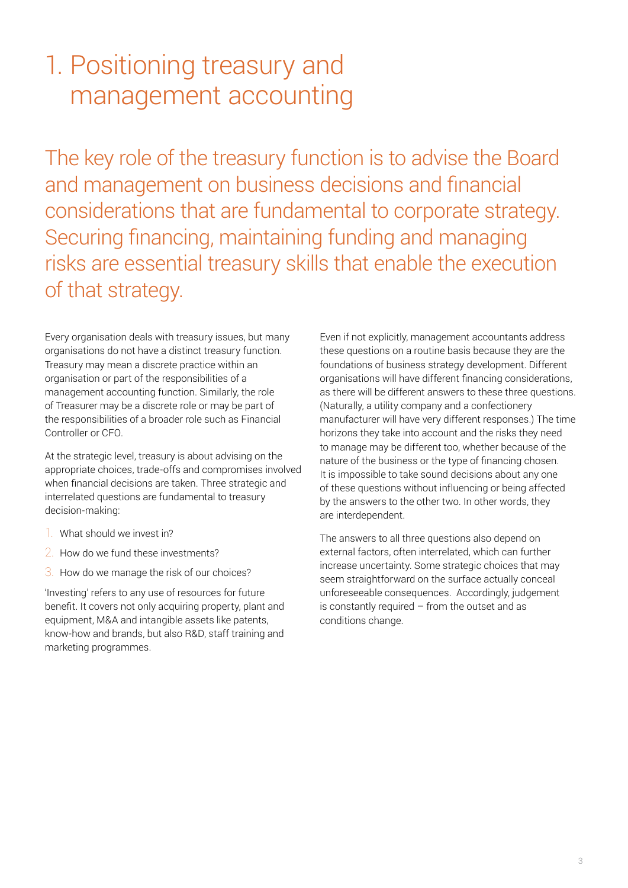# 1. Positioning treasury and management accounting

The key role of the treasury function is to advise the Board and management on business decisions and financial considerations that are fundamental to corporate strategy. Securing financing, maintaining funding and managing risks are essential treasury skills that enable the execution of that strategy.

Every organisation deals with treasury issues, but many organisations do not have a distinct treasury function. Treasury may mean a discrete practice within an organisation or part of the responsibilities of a management accounting function. Similarly, the role of Treasurer may be a discrete role or may be part of the responsibilities of a broader role such as Financial Controller or CFO.

At the strategic level, treasury is about advising on the appropriate choices, trade-offs and compromises involved when financial decisions are taken. Three strategic and interrelated questions are fundamental to treasury decision-making:

1. What should we invest in?
2. How do we fund these investments?
3. How do we manage the risk of our choices?

'Investing' refers to any use of resources for future benefit. It covers not only acquiring property, plant and equipment, M&A and intangible assets like patents, know-how and brands, but also R&D, staff training and marketing programmes.

Even if not explicitly, management accountants address these questions on a routine basis because they are the foundations of business strategy development. Different organisations will have different financing considerations, as there will be different answers to these three questions. (Naturally, a utility company and a confectionery manufacturer will have very different responses.) The time horizons they take into account and the risks they need to manage may be different too, whether because of the nature of the business or the type of financing chosen. It is impossible to take sound decisions about any one of these questions without influencing or being affected by the answers to the other two. In other words, they are interdependent.

The answers to all three questions also depend on external factors, often interrelated, which can further increase uncertainty. Some strategic choices that may seem straightforward on the surface actually conceal unforeseeable consequences. Accordingly, judgement is constantly required – from the outset and as conditions change.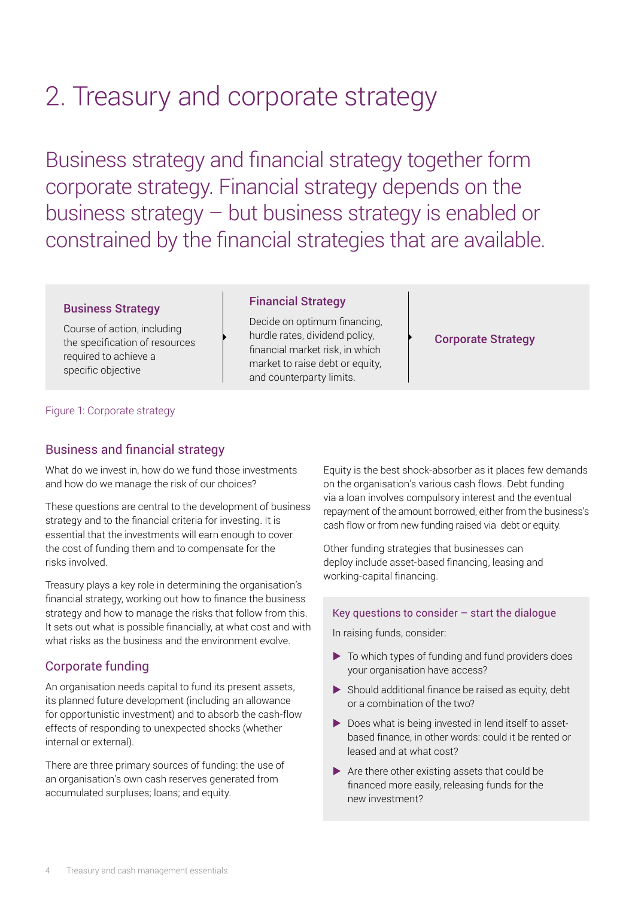# 2. Treasury and corporate strategy

Business strategy and financial strategy together form corporate strategy. Financial strategy depends on the business strategy – but business strategy is enabled or constrained by the financial strategies that are available.

| Business Strategy | Financial Strategy | Corporate Strategy |
| --- | --- | --- |
| Course of action, including the specification of resources required to achieve a specific objective | Decide on optimum financing, hurdle rates, dividend policy, financial market risk, in which market to raise debt or equity, and counterparty limits. | |

Figure 1: Corporate strategy

## Business and financial strategy

What do we invest in, how do we fund those investments and how do we manage the risk of our choices?

These questions are central to the development of business strategy and to the financial criteria for investing. It is essential that the investments will earn enough to cover the cost of funding them and to compensate for the risks involved.

Treasury plays a key role in determining the organisation's financial strategy, working out how to finance the business strategy and how to manage the risks that follow from this. It sets out what is possible financially, at what cost and with what risks as the business and the environment evolve.

## Corporate funding

An organisation needs capital to fund its present assets, its planned future development (including an allowance for opportunistic investment) and to absorb the cash-flow effects of responding to unexpected shocks (whether internal or external).

There are three primary sources of funding: the use of an organisation's own cash reserves generated from accumulated surpluses; loans; and equity.

Equity is the best shock-absorber as it places few demands on the organisation's various cash flows. Debt funding via a loan involves compulsory interest and the eventual repayment of the amount borrowed, either from the business's cash flow or from new funding raised via debt or equity.

Other funding strategies that businesses can deploy include asset-based financing, leasing and working-capital financing.

### Key questions to consider – start the dialogue

In raising funds, consider:

- To which types of funding and fund providers does your organisation have access?
- Should additional finance be raised as equity, debt or a combination of the two?
- Does what is being invested in lend itself to asset-based finance, in other words: could it be rented or leased and at what cost?
- Are there other existing assets that could be financed more easily, releasing funds for the new investment?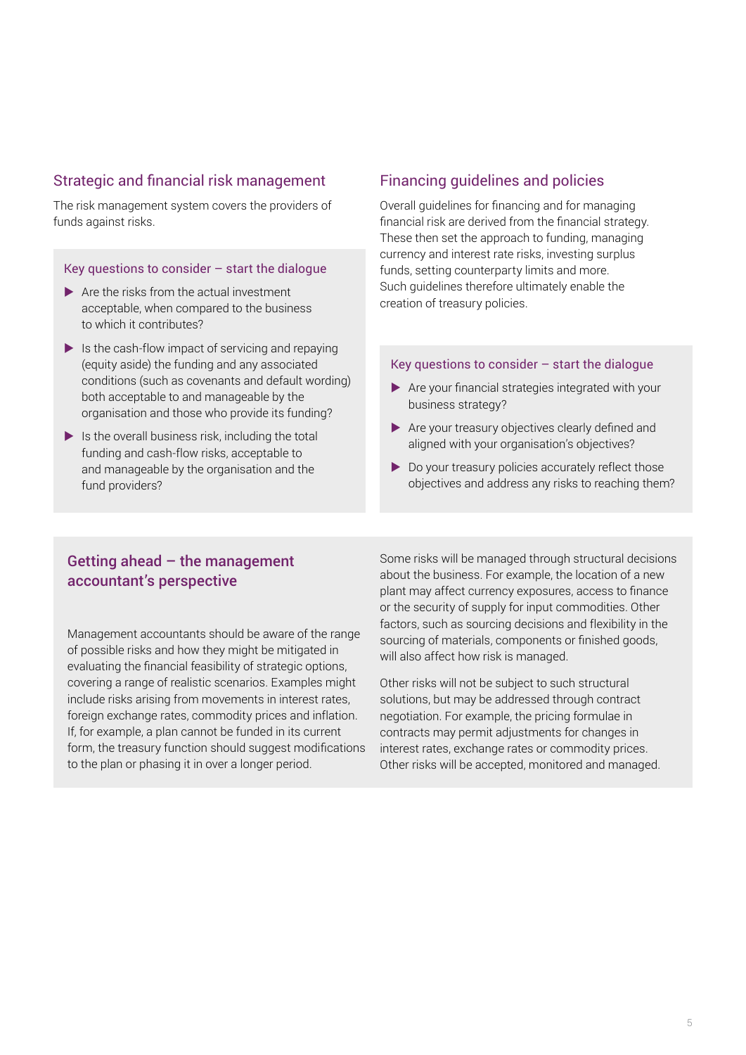## Strategic and financial risk management

The risk management system covers the providers of funds against risks.

### Key questions to consider – start the dialogue

- Are the risks from the actual investment acceptable, when compared to the business to which it contributes?
- Is the cash-flow impact of servicing and repaying (equity aside) the funding and any associated conditions (such as covenants and default wording) both acceptable to and manageable by the organisation and those who provide its funding?
- Is the overall business risk, including the total funding and cash-flow risks, acceptable to and manageable by the organisation and the fund providers?

## Financing guidelines and policies

Overall guidelines for financing and for managing financial risk are derived from the financial strategy. These then set the approach to funding, managing currency and interest rate risks, investing surplus funds, setting counterparty limits and more. Such guidelines therefore ultimately enable the creation of treasury policies.

### Key questions to consider – start the dialogue

- Are your financial strategies integrated with your business strategy?
- Are your treasury objectives clearly defined and aligned with your organisation's objectives?
- Do your treasury policies accurately reflect those objectives and address any risks to reaching them?

## Getting ahead – the management accountant's perspective

Management accountants should be aware of the range of possible risks and how they might be mitigated in evaluating the financial feasibility of strategic options, covering a range of realistic scenarios. Examples might include risks arising from movements in interest rates, foreign exchange rates, commodity prices and inflation. If, for example, a plan cannot be funded in its current form, the treasury function should suggest modifications to the plan or phasing it in over a longer period.

Some risks will be managed through structural decisions about the business. For example, the location of a new plant may affect currency exposures, access to finance or the security of supply for input commodities. Other factors, such as sourcing decisions and flexibility in the sourcing of materials, components or finished goods, will also affect how risk is managed.

Other risks will not be subject to such structural solutions, but may be addressed through contract negotiation. For example, the pricing formulae in contracts may permit adjustments for changes in interest rates, exchange rates or commodity prices. Other risks will be accepted, monitored and managed.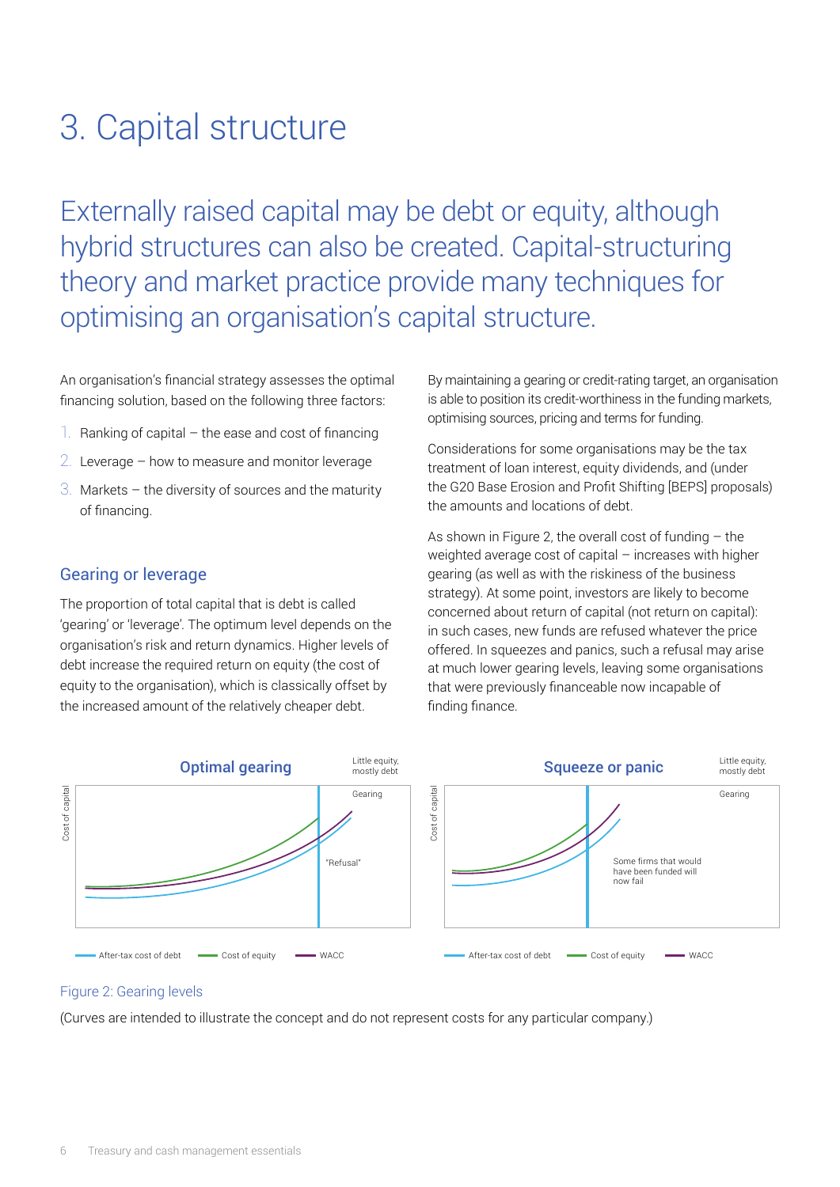# 3. Capital structure

Externally raised capital may be debt or equity, although hybrid structures can also be created. Capital-structuring theory and market practice provide many techniques for optimising an organisation's capital structure.

An organisation's financial strategy assesses the optimal financing solution, based on the following three factors:

1. Ranking of capital – the ease and cost of financing
2. Leverage – how to measure and monitor leverage
3. Markets – the diversity of sources and the maturity of financing.

## Gearing or leverage

The proportion of total capital that is debt is called 'gearing' or 'leverage'. The optimum level depends on the organisation's risk and return dynamics. Higher levels of debt increase the required return on equity (the cost of equity to the organisation), which is classically offset by the increased amount of the relatively cheaper debt.

By maintaining a gearing or credit-rating target, an organisation is able to position its credit-worthiness in the funding markets, optimising sources, pricing and terms for funding.

Considerations for some organisations may be the tax treatment of loan interest, equity dividends, and (under the G20 Base Erosion and Profit Shifting [BEPS] proposals) the amounts and locations of debt.

As shown in Figure 2, the overall cost of funding – the weighted average cost of capital – increases with higher gearing (as well as with the riskiness of the business strategy). At some point, investors are likely to become concerned about return of capital (not return on capital): in such cases, new funds are refused whatever the price offered. In squeezes and panics, such a refusal may arise at much lower gearing levels, leaving some organisations that were previously financeable now incapable of finding finance.

Figure 2: Gearing levels

(Curves are intended to illustrate the concept and do not represent costs for any particular company.)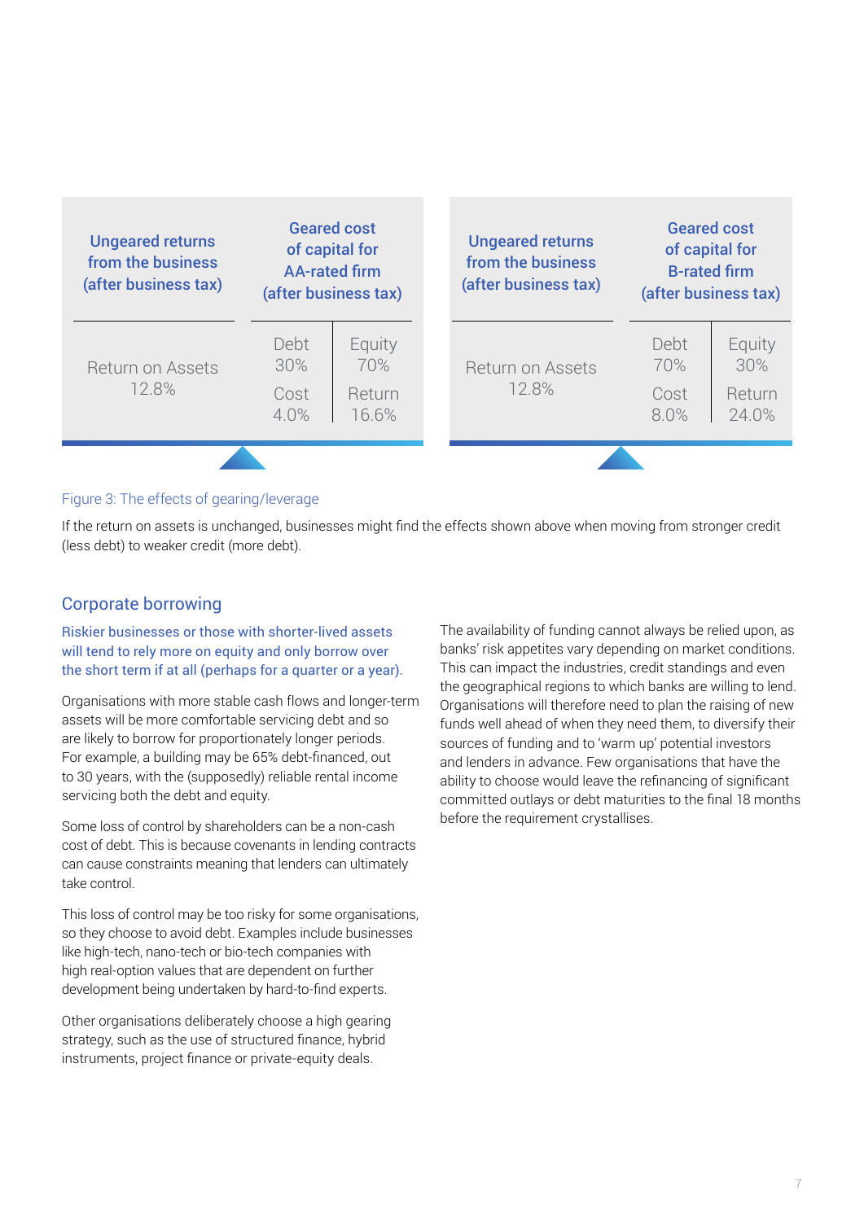| Ungeared returns from the business (after business tax) | Geared cost of capital for AA-rated firm (after business tax) | |
|---|---|---|
| Return on Assets 12.8% | Debt 30% | Equity 70% |
| | Cost 4.0% | Return 16.6% |

| Ungeared returns from the business (after business tax) | Geared cost of capital for B-rated firm (after business tax) | |
|---|---|---|
| Return on Assets 12.8% | Debt 70% | Equity 30% |
| | Cost 8.0% | Return 24.0% |

Figure 3: The effects of gearing/leverage

If the return on assets is unchanged, businesses might find the effects shown above when moving from stronger credit (less debt) to weaker credit (more debt).

## Corporate borrowing

Riskier businesses or those with shorter-lived assets will tend to rely more on equity and only borrow over the short term if at all (perhaps for a quarter or a year).

Organisations with more stable cash flows and longer-term assets will be more comfortable servicing debt and so are likely to borrow for proportionately longer periods. For example, a building may be 65% debt-financed, out to 30 years, with the (supposedly) reliable rental income servicing both the debt and equity.

Some loss of control by shareholders can be a non-cash cost of debt. This is because covenants in lending contracts can cause constraints meaning that lenders can ultimately take control.

This loss of control may be too risky for some organisations, so they choose to avoid debt. Examples include businesses like high-tech, nano-tech or bio-tech companies with high real-option values that are dependent on further development being undertaken by hard-to-find experts.

Other organisations deliberately choose a high gearing strategy, such as the use of structured finance, hybrid instruments, project finance or private-equity deals.

The availability of funding cannot always be relied upon, as banks' risk appetites vary depending on market conditions. This can impact the industries, credit standings and even the geographical regions to which banks are willing to lend. Organisations will therefore need to plan the raising of new funds well ahead of when they need them, to diversify their sources of funding and to 'warm up' potential investors and lenders in advance. Few organisations that have the ability to choose would leave the refinancing of significant committed outlays or debt maturities to the final 18 months before the requirement crystallises.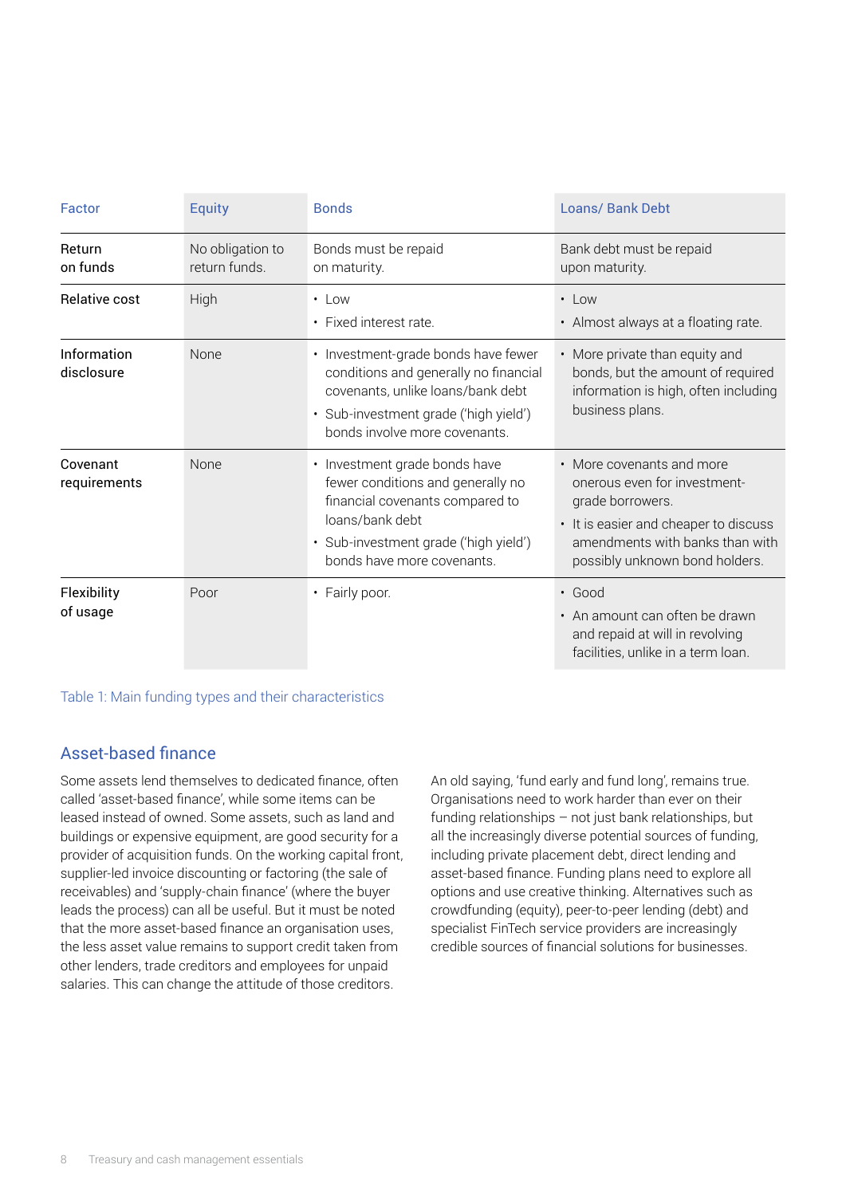| Factor | Equity | Bonds | Loans/ Bank Debt |
|---|---|---|---|
| Return on funds | No obligation to return funds. | Bonds must be repaid on maturity. | Bank debt must be repaid upon maturity. |
| Relative cost | High | • Low<br>• Fixed interest rate. | • Low<br>• Almost always at a floating rate. |
| Information disclosure | None | • Investment-grade bonds have fewer conditions and generally no financial covenants, unlike loans/bank debt<br>• Sub-investment grade ('high yield') bonds involve more covenants. | • More private than equity and bonds, but the amount of required information is high, often including business plans. |
| Covenant requirements | None | • Investment grade bonds have fewer conditions and generally no financial covenants compared to loans/bank debt<br>• Sub-investment grade ('high yield') bonds have more covenants. | • More covenants and more onerous even for investment-grade borrowers.<br>• It is easier and cheaper to discuss amendments with banks than with possibly unknown bond holders. |
| Flexibility of usage | Poor | • Fairly poor. | • Good<br>• An amount can often be drawn and repaid at will in revolving facilities, unlike in a term loan. |

Table 1: Main funding types and their characteristics

## Asset-based finance

Some assets lend themselves to dedicated finance, often called 'asset-based finance', while some items can be leased instead of owned. Some assets, such as land and buildings or expensive equipment, are good security for a provider of acquisition funds. On the working capital front, supplier-led invoice discounting or factoring (the sale of receivables) and 'supply-chain finance' (where the buyer leads the process) can all be useful. But it must be noted that the more asset-based finance an organisation uses, the less asset value remains to support credit taken from other lenders, trade creditors and employees for unpaid salaries. This can change the attitude of those creditors.

An old saying, 'fund early and fund long', remains true. Organisations need to work harder than ever on their funding relationships – not just bank relationships, but all the increasingly diverse potential sources of funding, including private placement debt, direct lending and asset-based finance. Funding plans need to explore all options and use creative thinking. Alternatives such as crowdfunding (equity), peer-to-peer lending (debt) and specialist FinTech service providers are increasingly credible sources of financial solutions for businesses.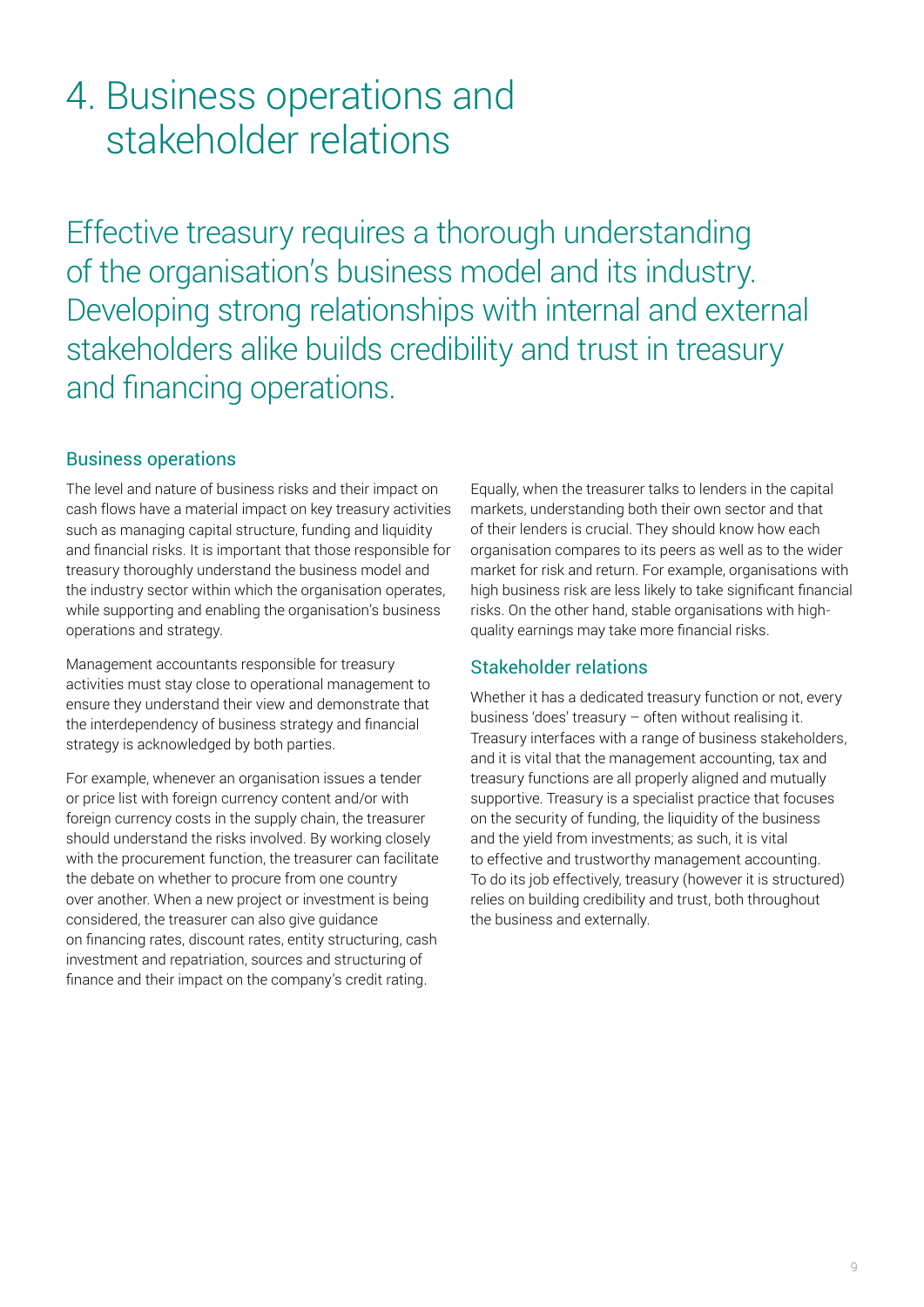# 4. Business operations and stakeholder relations

Effective treasury requires a thorough understanding of the organisation's business model and its industry. Developing strong relationships with internal and external stakeholders alike builds credibility and trust in treasury and financing operations.

## Business operations

The level and nature of business risks and their impact on cash flows have a material impact on key treasury activities such as managing capital structure, funding and liquidity and financial risks. It is important that those responsible for treasury thoroughly understand the business model and the industry sector within which the organisation operates, while supporting and enabling the organisation's business operations and strategy.

Management accountants responsible for treasury activities must stay close to operational management to ensure they understand their view and demonstrate that the interdependency of business strategy and financial strategy is acknowledged by both parties.

For example, whenever an organisation issues a tender or price list with foreign currency content and/or with foreign currency costs in the supply chain, the treasurer should understand the risks involved. By working closely with the procurement function, the treasurer can facilitate the debate on whether to procure from one country over another. When a new project or investment is being considered, the treasurer can also give guidance on financing rates, discount rates, entity structuring, cash investment and repatriation, sources and structuring of finance and their impact on the company's credit rating.

Equally, when the treasurer talks to lenders in the capital markets, understanding both their own sector and that of their lenders is crucial. They should know how each organisation compares to its peers as well as to the wider market for risk and return. For example, organisations with high business risk are less likely to take significant financial risks. On the other hand, stable organisations with high-quality earnings may take more financial risks.

## Stakeholder relations

Whether it has a dedicated treasury function or not, every business 'does' treasury – often without realising it. Treasury interfaces with a range of business stakeholders, and it is vital that the management accounting, tax and treasury functions are all properly aligned and mutually supportive. Treasury is a specialist practice that focuses on the security of funding, the liquidity of the business and the yield from investments; as such, it is vital to effective and trustworthy management accounting. To do its job effectively, treasury (however it is structured) relies on building credibility and trust, both throughout the business and externally.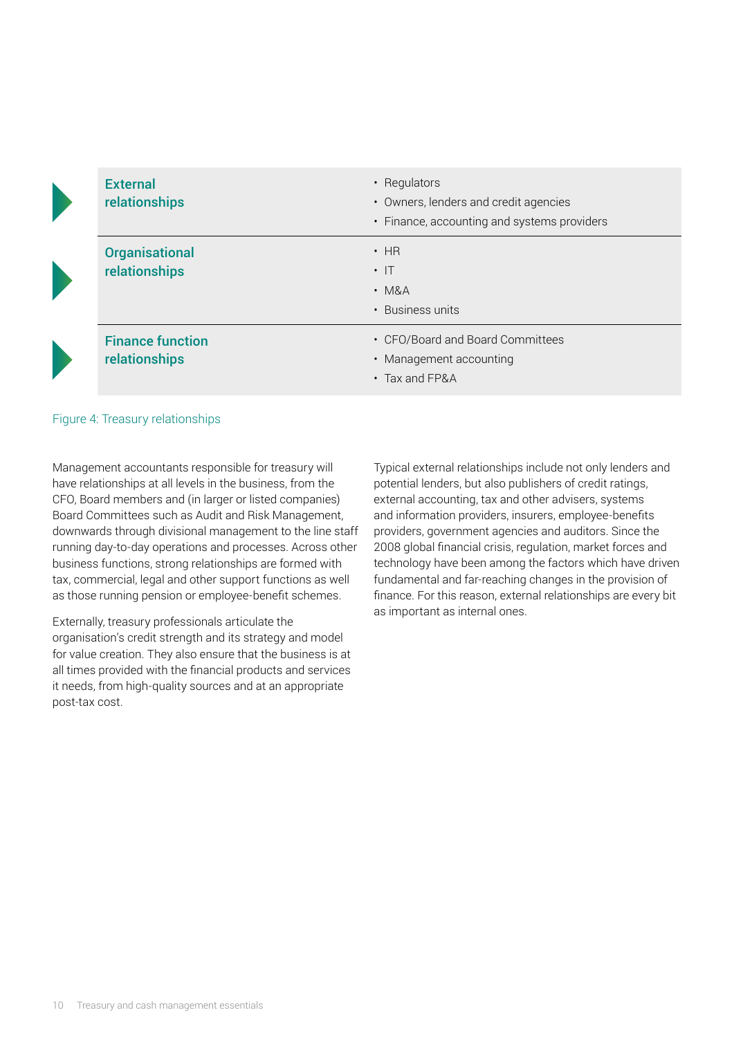| | |
|---|---|
| **External relationships** | • Regulators<br>• Owners, lenders and credit agencies<br>• Finance, accounting and systems providers |
| **Organisational relationships** | • HR<br>• IT<br>• M&A<br>• Business units |
| **Finance function relationships** | • CFO/Board and Board Committees<br>• Management accounting<br>• Tax and FP&A |

Figure 4: Treasury relationships

Management accountants responsible for treasury will have relationships at all levels in the business, from the CFO, Board members and (in larger or listed companies) Board Committees such as Audit and Risk Management, downwards through divisional management to the line staff running day-to-day operations and processes. Across other business functions, strong relationships are formed with tax, commercial, legal and other support functions as well as those running pension or employee-benefit schemes.

Externally, treasury professionals articulate the organisation's credit strength and its strategy and model for value creation. They also ensure that the business is at all times provided with the financial products and services it needs, from high-quality sources and at an appropriate post-tax cost.

Typical external relationships include not only lenders and potential lenders, but also publishers of credit ratings, external accounting, tax and other advisers, systems and information providers, insurers, employee-benefits providers, government agencies and auditors. Since the 2008 global financial crisis, regulation, market forces and technology have been among the factors which have driven fundamental and far-reaching changes in the provision of finance. For this reason, external relationships are every bit as important as internal ones.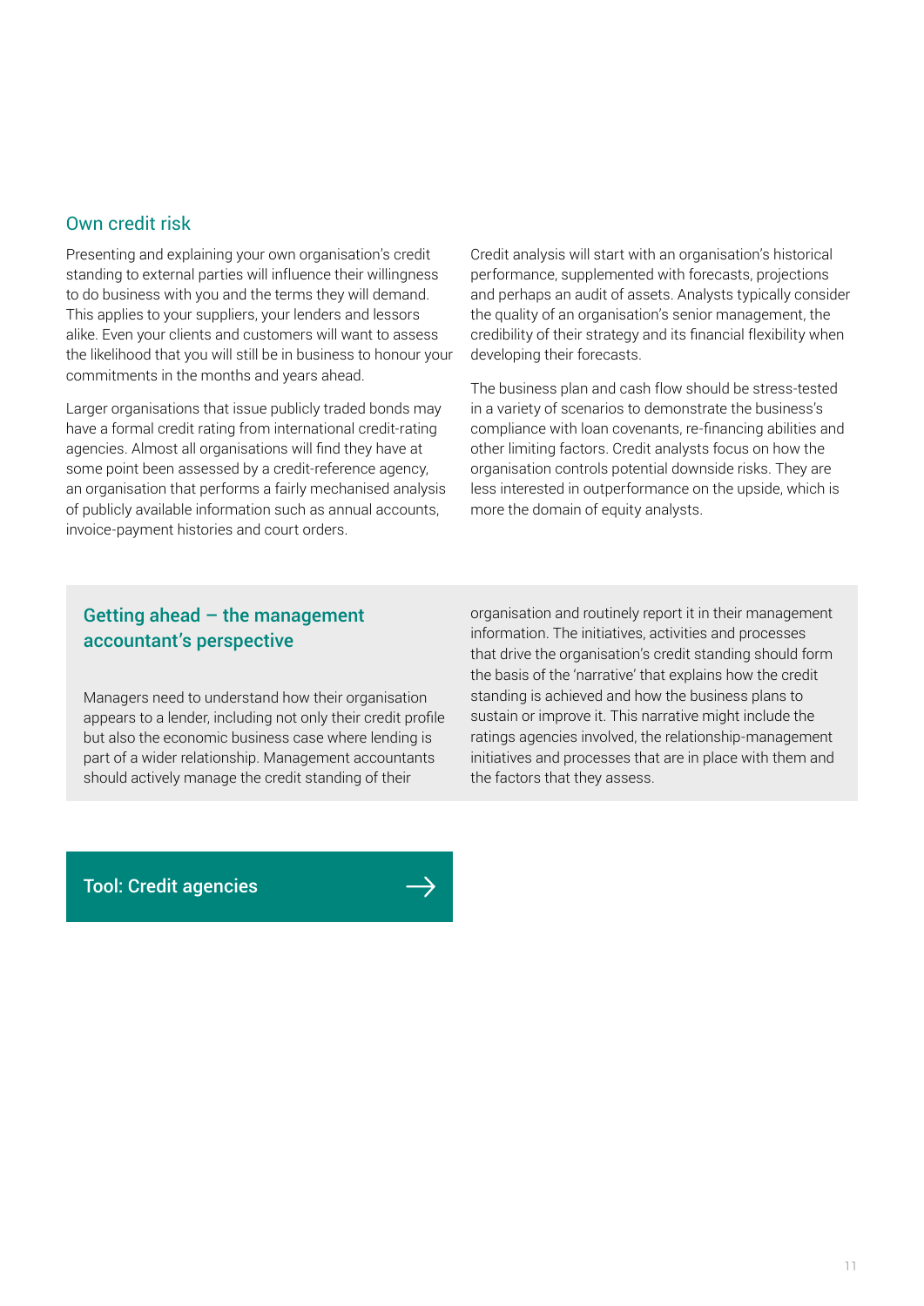## Own credit risk

Presenting and explaining your own organisation's credit standing to external parties will influence their willingness to do business with you and the terms they will demand. This applies to your suppliers, your lenders and lessors alike. Even your clients and customers will want to assess the likelihood that you will still be in business to honour your commitments in the months and years ahead.

Larger organisations that issue publicly traded bonds may have a formal credit rating from international credit-rating agencies. Almost all organisations will find they have at some point been assessed by a credit-reference agency, an organisation that performs a fairly mechanised analysis of publicly available information such as annual accounts, invoice-payment histories and court orders.

Credit analysis will start with an organisation's historical performance, supplemented with forecasts, projections and perhaps an audit of assets. Analysts typically consider the quality of an organisation's senior management, the credibility of their strategy and its financial flexibility when developing their forecasts.

The business plan and cash flow should be stress-tested in a variety of scenarios to demonstrate the business's compliance with loan covenants, re-financing abilities and other limiting factors. Credit analysts focus on how the organisation controls potential downside risks. They are less interested in outperformance on the upside, which is more the domain of equity analysts.

### Getting ahead – the management accountant's perspective

Managers need to understand how their organisation appears to a lender, including not only their credit profile but also the economic business case where lending is part of a wider relationship. Management accountants should actively manage the credit standing of their organisation and routinely report it in their management information. The initiatives, activities and processes that drive the organisation's credit standing should form the basis of the 'narrative' that explains how the credit standing is achieved and how the business plans to sustain or improve it. This narrative might include the ratings agencies involved, the relationship-management initiatives and processes that are in place with them and the factors that they assess.

**Tool: Credit agencies →**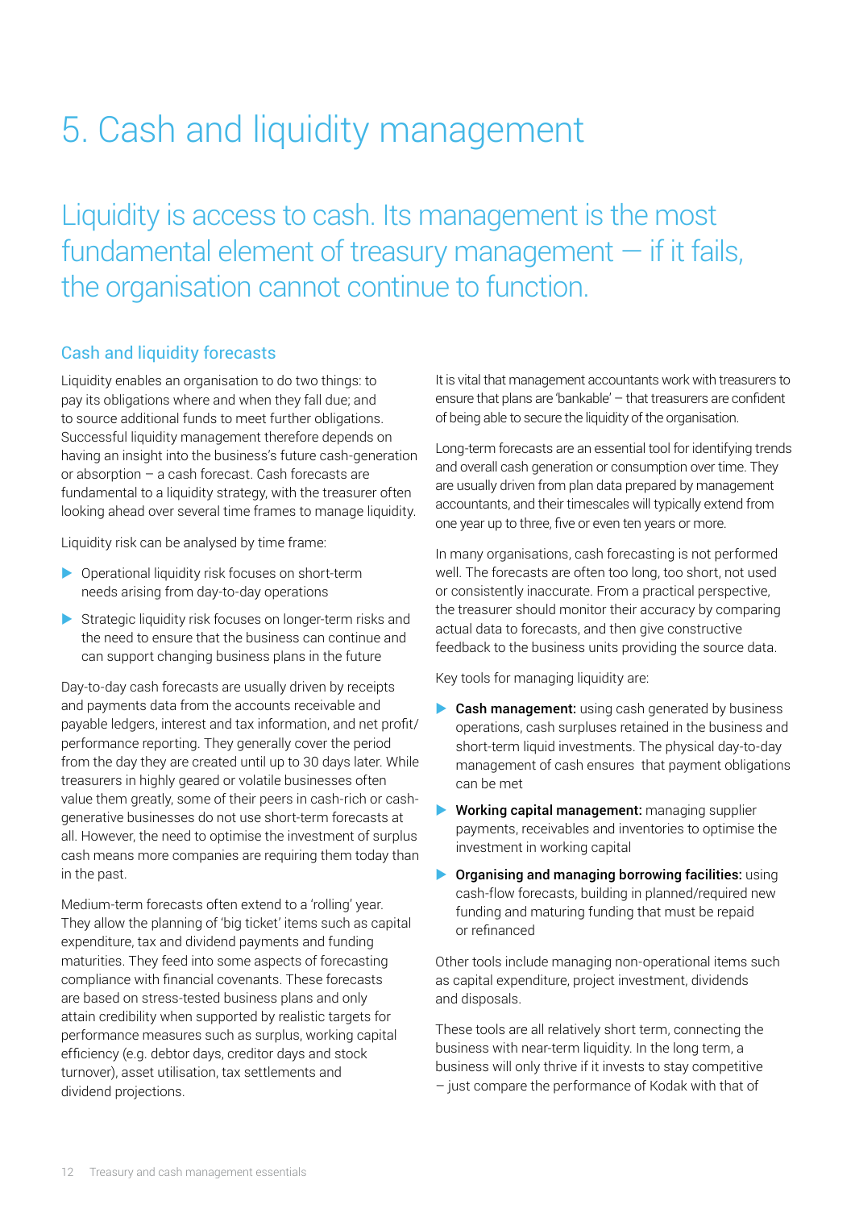# 5. Cash and liquidity management

## Liquidity is access to cash. Its management is the most fundamental element of treasury management — if it fails, the organisation cannot continue to function.

### Cash and liquidity forecasts

Liquidity enables an organisation to do two things: to pay its obligations where and when they fall due; and to source additional funds to meet further obligations. Successful liquidity management therefore depends on having an insight into the business's future cash-generation or absorption – a cash forecast. Cash forecasts are fundamental to a liquidity strategy, with the treasurer often looking ahead over several time frames to manage liquidity.

Liquidity risk can be analysed by time frame:

- Operational liquidity risk focuses on short-term needs arising from day-to-day operations
- Strategic liquidity risk focuses on longer-term risks and the need to ensure that the business can continue and can support changing business plans in the future

Day-to-day cash forecasts are usually driven by receipts and payments data from the accounts receivable and payable ledgers, interest and tax information, and net profit/performance reporting. They generally cover the period from the day they are created until up to 30 days later. While treasurers in highly geared or volatile businesses often value them greatly, some of their peers in cash-rich or cash-generative businesses do not use short-term forecasts at all. However, the need to optimise the investment of surplus cash means more companies are requiring them today than in the past.

Medium-term forecasts often extend to a 'rolling' year. They allow the planning of 'big ticket' items such as capital expenditure, tax and dividend payments and funding maturities. They feed into some aspects of forecasting compliance with financial covenants. These forecasts are based on stress-tested business plans and only attain credibility when supported by realistic targets for performance measures such as surplus, working capital efficiency (e.g. debtor days, creditor days and stock turnover), asset utilisation, tax settlements and dividend projections.

It is vital that management accountants work with treasurers to ensure that plans are 'bankable' – that treasurers are confident of being able to secure the liquidity of the organisation.

Long-term forecasts are an essential tool for identifying trends and overall cash generation or consumption over time. They are usually driven from plan data prepared by management accountants, and their timescales will typically extend from one year up to three, five or even ten years or more.

In many organisations, cash forecasting is not performed well. The forecasts are often too long, too short, not used or consistently inaccurate. From a practical perspective, the treasurer should monitor their accuracy by comparing actual data to forecasts, and then give constructive feedback to the business units providing the source data.

Key tools for managing liquidity are:

- **Cash management:** using cash generated by business operations, cash surpluses retained in the business and short-term liquid investments. The physical day-to-day management of cash ensures that payment obligations can be met
- **Working capital management:** managing supplier payments, receivables and inventories to optimise the investment in working capital
- **Organising and managing borrowing facilities:** using cash-flow forecasts, building in planned/required new funding and maturing funding that must be repaid or refinanced

Other tools include managing non-operational items such as capital expenditure, project investment, dividends and disposals.

These tools are all relatively short term, connecting the business with near-term liquidity. In the long term, a business will only thrive if it invests to stay competitive – just compare the performance of Kodak with that of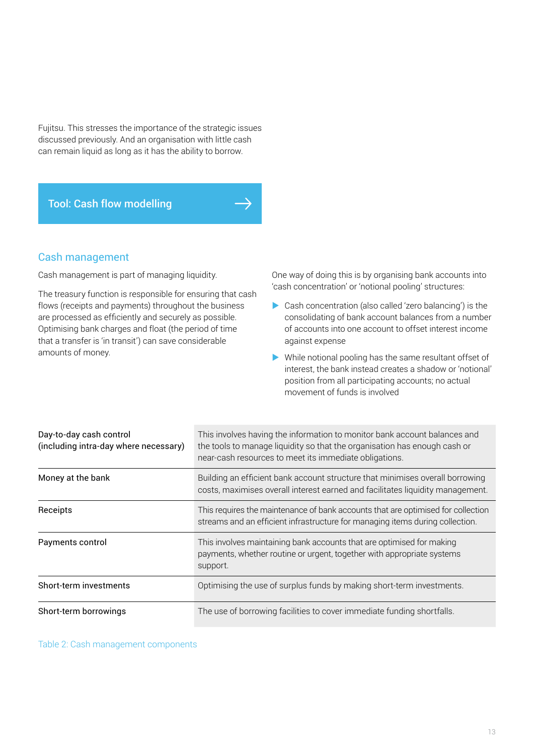Fujitsu. This stresses the importance of the strategic issues discussed previously. And an organisation with little cash can remain liquid as long as it has the ability to borrow.

Tool: Cash flow modelling →

## Cash management

Cash management is part of managing liquidity.

The treasury function is responsible for ensuring that cash flows (receipts and payments) throughout the business are processed as efficiently and securely as possible. Optimising bank charges and float (the period of time that a transfer is 'in transit') can save considerable amounts of money.

One way of doing this is by organising bank accounts into 'cash concentration' or 'notional pooling' structures:

- Cash concentration (also called 'zero balancing') is the consolidating of bank account balances from a number of accounts into one account to offset interest income against expense
- While notional pooling has the same resultant offset of interest, the bank instead creates a shadow or 'notional' position from all participating accounts; no actual movement of funds is involved

| | |
|---|---|
| Day-to-day cash control (including intra-day where necessary) | This involves having the information to monitor bank account balances and the tools to manage liquidity so that the organisation has enough cash or near-cash resources to meet its immediate obligations. |
| Money at the bank | Building an efficient bank account structure that minimises overall borrowing costs, maximises overall interest earned and facilitates liquidity management. |
| Receipts | This requires the maintenance of bank accounts that are optimised for collection streams and an efficient infrastructure for managing items during collection. |
| Payments control | This involves maintaining bank accounts that are optimised for making payments, whether routine or urgent, together with appropriate systems support. |
| Short-term investments | Optimising the use of surplus funds by making short-term investments. |
| Short-term borrowings | The use of borrowing facilities to cover immediate funding shortfalls. |

Table 2: Cash management components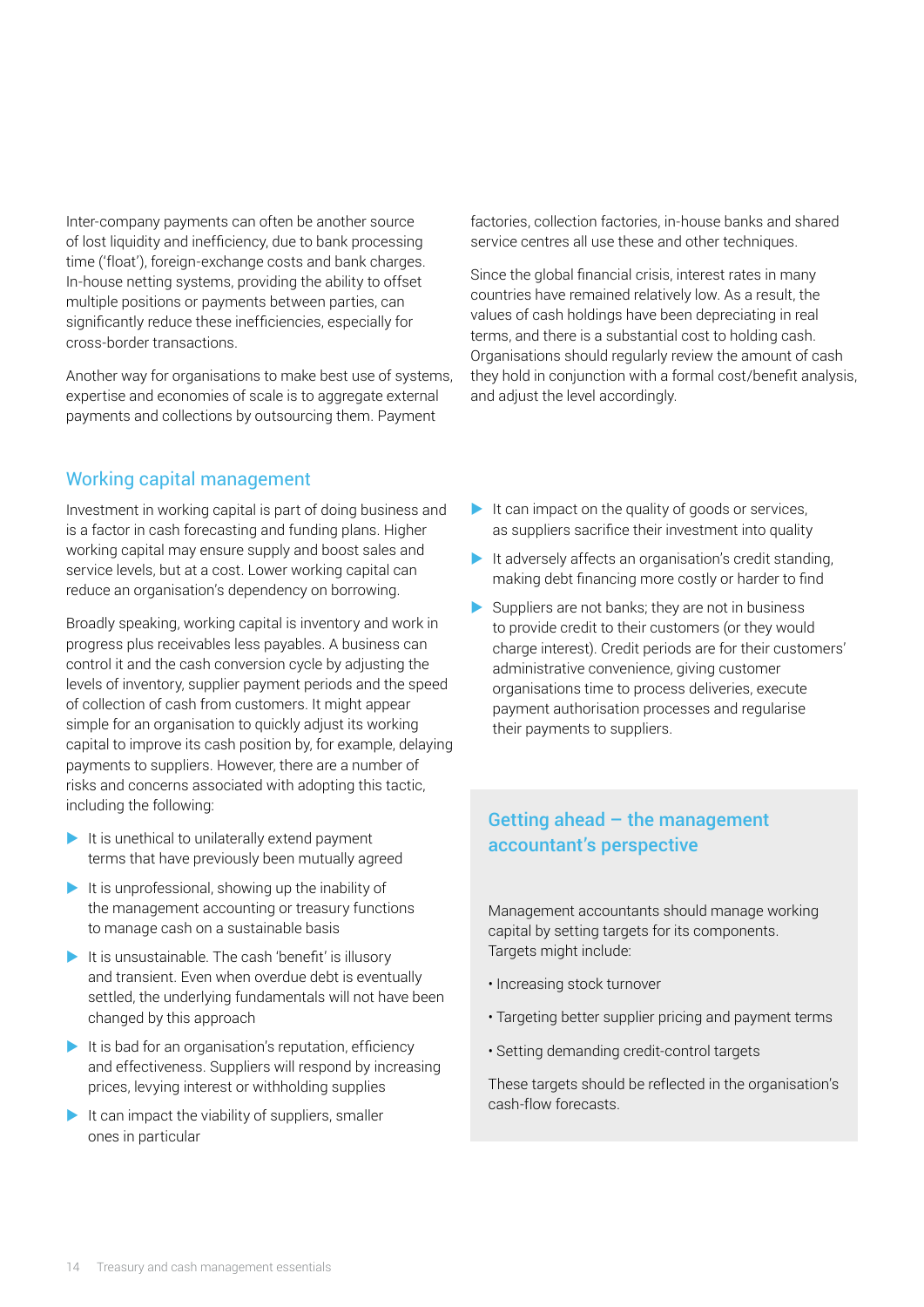Inter-company payments can often be another source of lost liquidity and inefficiency, due to bank processing time ('float'), foreign-exchange costs and bank charges. In-house netting systems, providing the ability to offset multiple positions or payments between parties, can significantly reduce these inefficiencies, especially for cross-border transactions.

Another way for organisations to make best use of systems, expertise and economies of scale is to aggregate external payments and collections by outsourcing them. Payment factories, collection factories, in-house banks and shared service centres all use these and other techniques.

Since the global financial crisis, interest rates in many countries have remained relatively low. As a result, the values of cash holdings have been depreciating in real terms, and there is a substantial cost to holding cash. Organisations should regularly review the amount of cash they hold in conjunction with a formal cost/benefit analysis, and adjust the level accordingly.

## Working capital management

Investment in working capital is part of doing business and is a factor in cash forecasting and funding plans. Higher working capital may ensure supply and boost sales and service levels, but at a cost. Lower working capital can reduce an organisation's dependency on borrowing.

Broadly speaking, working capital is inventory and work in progress plus receivables less payables. A business can control it and the cash conversion cycle by adjusting the levels of inventory, supplier payment periods and the speed of collection of cash from customers. It might appear simple for an organisation to quickly adjust its working capital to improve its cash position by, for example, delaying payments to suppliers. However, there are a number of risks and concerns associated with adopting this tactic, including the following:

- It is unethical to unilaterally extend payment terms that have previously been mutually agreed
- It is unprofessional, showing up the inability of the management accounting or treasury functions to manage cash on a sustainable basis
- It is unsustainable. The cash 'benefit' is illusory and transient. Even when overdue debt is eventually settled, the underlying fundamentals will not have been changed by this approach
- It is bad for an organisation's reputation, efficiency and effectiveness. Suppliers will respond by increasing prices, levying interest or withholding supplies
- It can impact the viability of suppliers, smaller ones in particular
- It can impact on the quality of goods or services, as suppliers sacrifice their investment into quality
- It adversely affects an organisation's credit standing, making debt financing more costly or harder to find
- Suppliers are not banks; they are not in business to provide credit to their customers (or they would charge interest). Credit periods are for their customers' administrative convenience, giving customer organisations time to process deliveries, execute payment authorisation processes and regularise their payments to suppliers.

### Getting ahead – the management accountant's perspective

Management accountants should manage working capital by setting targets for its components. Targets might include:

- Increasing stock turnover
- Targeting better supplier pricing and payment terms
- Setting demanding credit-control targets

These targets should be reflected in the organisation's cash-flow forecasts.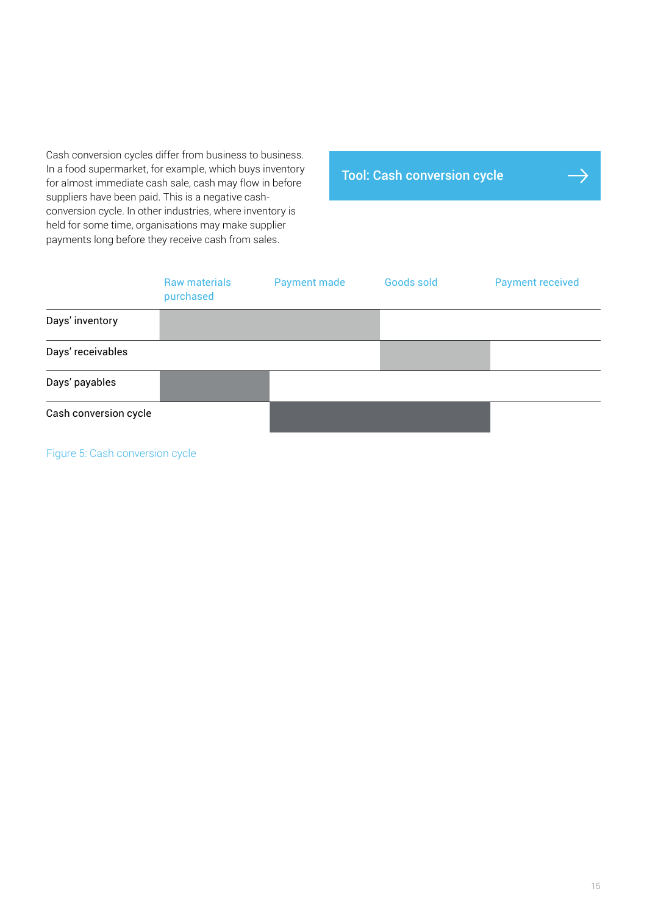Cash conversion cycles differ from business to business. In a food supermarket, for example, which buys inventory for almost immediate cash sale, cash may flow in before suppliers have been paid. This is a negative cash-conversion cycle. In other industries, where inventory is held for some time, organisations may make supplier payments long before they receive cash from sales.

**Tool: Cash conversion cycle →**

| | Raw materials purchased | Payment made | Goods sold | Payment received |
|---|---|---|---|---|
| Days' inventory | | | | |
| Days' receivables | | | | |
| Days' payables | | | | |
| Cash conversion cycle | | | | |

Figure 5: Cash conversion cycle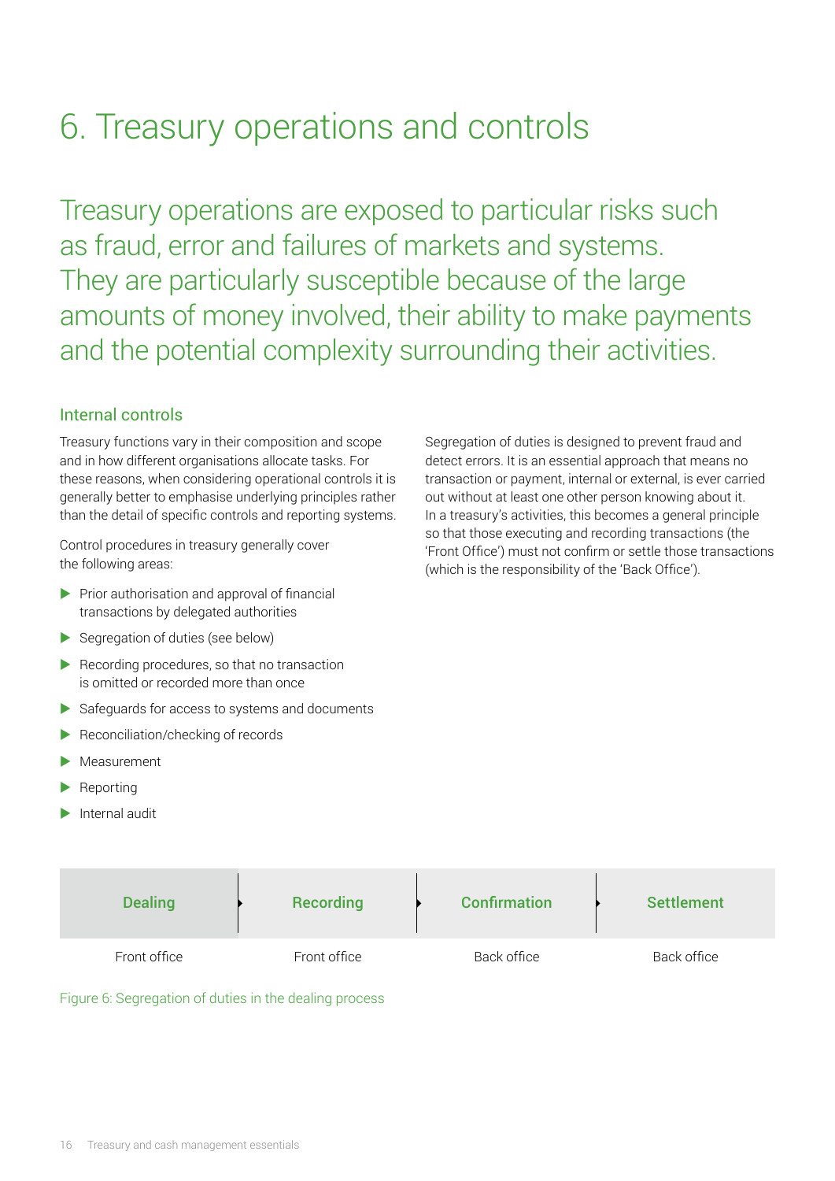# 6. Treasury operations and controls

Treasury operations are exposed to particular risks such as fraud, error and failures of markets and systems. They are particularly susceptible because of the large amounts of money involved, their ability to make payments and the potential complexity surrounding their activities.

## Internal controls

Treasury functions vary in their composition and scope and in how different organisations allocate tasks. For these reasons, when considering operational controls it is generally better to emphasise underlying principles rather than the detail of specific controls and reporting systems.

Control procedures in treasury generally cover the following areas:

- Prior authorisation and approval of financial transactions by delegated authorities
- Segregation of duties (see below)
- Recording procedures, so that no transaction is omitted or recorded more than once
- Safeguards for access to systems and documents
- Reconciliation/checking of records
- Measurement
- Reporting
- Internal audit

Segregation of duties is designed to prevent fraud and detect errors. It is an essential approach that means no transaction or payment, internal or external, is ever carried out without at least one other person knowing about it. In a treasury's activities, this becomes a general principle so that those executing and recording transactions (the 'Front Office') must not confirm or settle those transactions (which is the responsibility of the 'Back Office').

| Dealing | Recording | Confirmation | Settlement |
|---|---|---|---|
| Front office | Front office | Back office | Back office |

Figure 6: Segregation of duties in the dealing process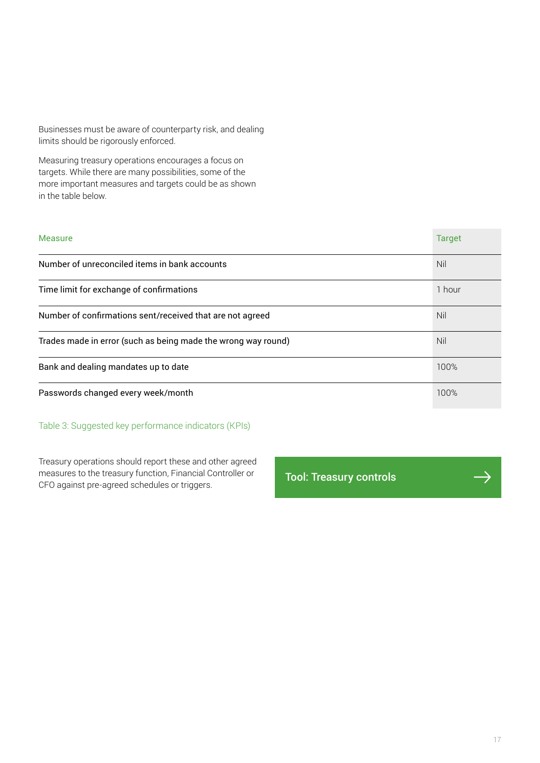Businesses must be aware of counterparty risk, and dealing limits should be rigorously enforced.

Measuring treasury operations encourages a focus on targets. While there are many possibilities, some of the more important measures and targets could be as shown in the table below.

| Measure | Target |
| --- | --- |
| Number of unreconciled items in bank accounts | Nil |
| Time limit for exchange of confirmations | 1 hour |
| Number of confirmations sent/received that are not agreed | Nil |
| Trades made in error (such as being made the wrong way round) | Nil |
| Bank and dealing mandates up to date | 100% |
| Passwords changed every week/month | 100% |

Table 3: Suggested key performance indicators (KPIs)

Treasury operations should report these and other agreed measures to the treasury function, Financial Controller or CFO against pre-agreed schedules or triggers.

Tool: Treasury controls →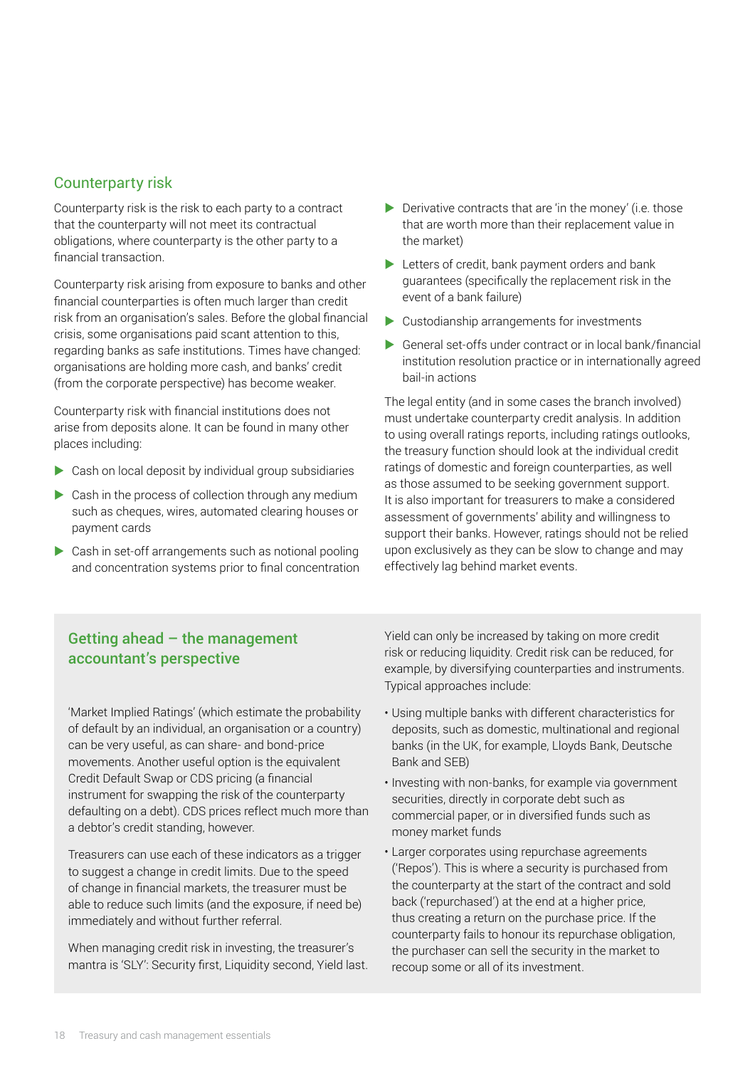## Counterparty risk

Counterparty risk is the risk to each party to a contract that the counterparty will not meet its contractual obligations, where counterparty is the other party to a financial transaction.

Counterparty risk arising from exposure to banks and other financial counterparties is often much larger than credit risk from an organisation's sales. Before the global financial crisis, some organisations paid scant attention to this, regarding banks as safe institutions. Times have changed: organisations are holding more cash, and banks' credit (from the corporate perspective) has become weaker.

Counterparty risk with financial institutions does not arise from deposits alone. It can be found in many other places including:

- Cash on local deposit by individual group subsidiaries
- Cash in the process of collection through any medium such as cheques, wires, automated clearing houses or payment cards
- Cash in set-off arrangements such as notional pooling and concentration systems prior to final concentration
- Derivative contracts that are 'in the money' (i.e. those that are worth more than their replacement value in the market)
- Letters of credit, bank payment orders and bank guarantees (specifically the replacement risk in the event of a bank failure)
- Custodianship arrangements for investments
- General set-offs under contract or in local bank/financial institution resolution practice or in internationally agreed bail-in actions

The legal entity (and in some cases the branch involved) must undertake counterparty credit analysis. In addition to using overall ratings reports, including ratings outlooks, the treasury function should look at the individual credit ratings of domestic and foreign counterparties, as well as those assumed to be seeking government support. It is also important for treasurers to make a considered assessment of governments' ability and willingness to support their banks. However, ratings should not be relied upon exclusively as they can be slow to change and may effectively lag behind market events.

### Getting ahead – the management accountant's perspective

'Market Implied Ratings' (which estimate the probability of default by an individual, an organisation or a country) can be very useful, as can share- and bond-price movements. Another useful option is the equivalent Credit Default Swap or CDS pricing (a financial instrument for swapping the risk of the counterparty defaulting on a debt). CDS prices reflect much more than a debtor's credit standing, however.

Treasurers can use each of these indicators as a trigger to suggest a change in credit limits. Due to the speed of change in financial markets, the treasurer must be able to reduce such limits (and the exposure, if need be) immediately and without further referral.

When managing credit risk in investing, the treasurer's mantra is 'SLY': Security first, Liquidity second, Yield last. Yield can only be increased by taking on more credit risk or reducing liquidity. Credit risk can be reduced, for example, by diversifying counterparties and instruments. Typical approaches include:

- Using multiple banks with different characteristics for deposits, such as domestic, multinational and regional banks (in the UK, for example, Lloyds Bank, Deutsche Bank and SEB)
- Investing with non-banks, for example via government securities, directly in corporate debt such as commercial paper, or in diversified funds such as money market funds
- Larger corporates using repurchase agreements ('Repos'). This is where a security is purchased from the counterparty at the start of the contract and sold back ('repurchased') at the end at a higher price, thus creating a return on the purchase price. If the counterparty fails to honour its repurchase obligation, the purchaser can sell the security in the market to recoup some or all of its investment.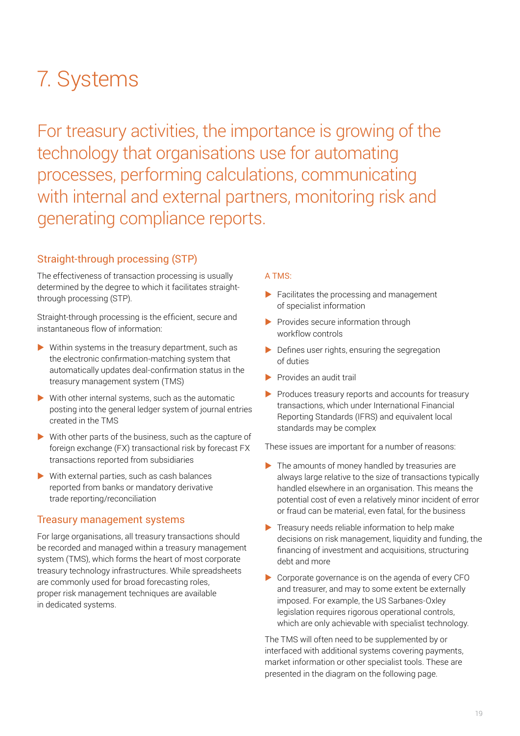# 7. Systems

For treasury activities, the importance is growing of the technology that organisations use for automating processes, performing calculations, communicating with internal and external partners, monitoring risk and generating compliance reports.

## Straight-through processing (STP)

The effectiveness of transaction processing is usually determined by the degree to which it facilitates straight-through processing (STP).

Straight-through processing is the efficient, secure and instantaneous flow of information:

- Within systems in the treasury department, such as the electronic confirmation-matching system that automatically updates deal-confirmation status in the treasury management system (TMS)
- With other internal systems, such as the automatic posting into the general ledger system of journal entries created in the TMS
- With other parts of the business, such as the capture of foreign exchange (FX) transactional risk by forecast FX transactions reported from subsidiaries
- With external parties, such as cash balances reported from banks or mandatory derivative trade reporting/reconciliation

## Treasury management systems

For large organisations, all treasury transactions should be recorded and managed within a treasury management system (TMS), which forms the heart of most corporate treasury technology infrastructures. While spreadsheets are commonly used for broad forecasting roles, proper risk management techniques are available in dedicated systems.

A TMS:

- Facilitates the processing and management of specialist information
- Provides secure information through workflow controls
- Defines user rights, ensuring the segregation of duties
- Provides an audit trail
- Produces treasury reports and accounts for treasury transactions, which under International Financial Reporting Standards (IFRS) and equivalent local standards may be complex

These issues are important for a number of reasons:

- The amounts of money handled by treasuries are always large relative to the size of transactions typically handled elsewhere in an organisation. This means the potential cost of even a relatively minor incident of error or fraud can be material, even fatal, for the business
- Treasury needs reliable information to help make decisions on risk management, liquidity and funding, the financing of investment and acquisitions, structuring debt and more
- Corporate governance is on the agenda of every CFO and treasurer, and may to some extent be externally imposed. For example, the US Sarbanes-Oxley legislation requires rigorous operational controls, which are only achievable with specialist technology.

The TMS will often need to be supplemented by or interfaced with additional systems covering payments, market information or other specialist tools. These are presented in the diagram on the following page.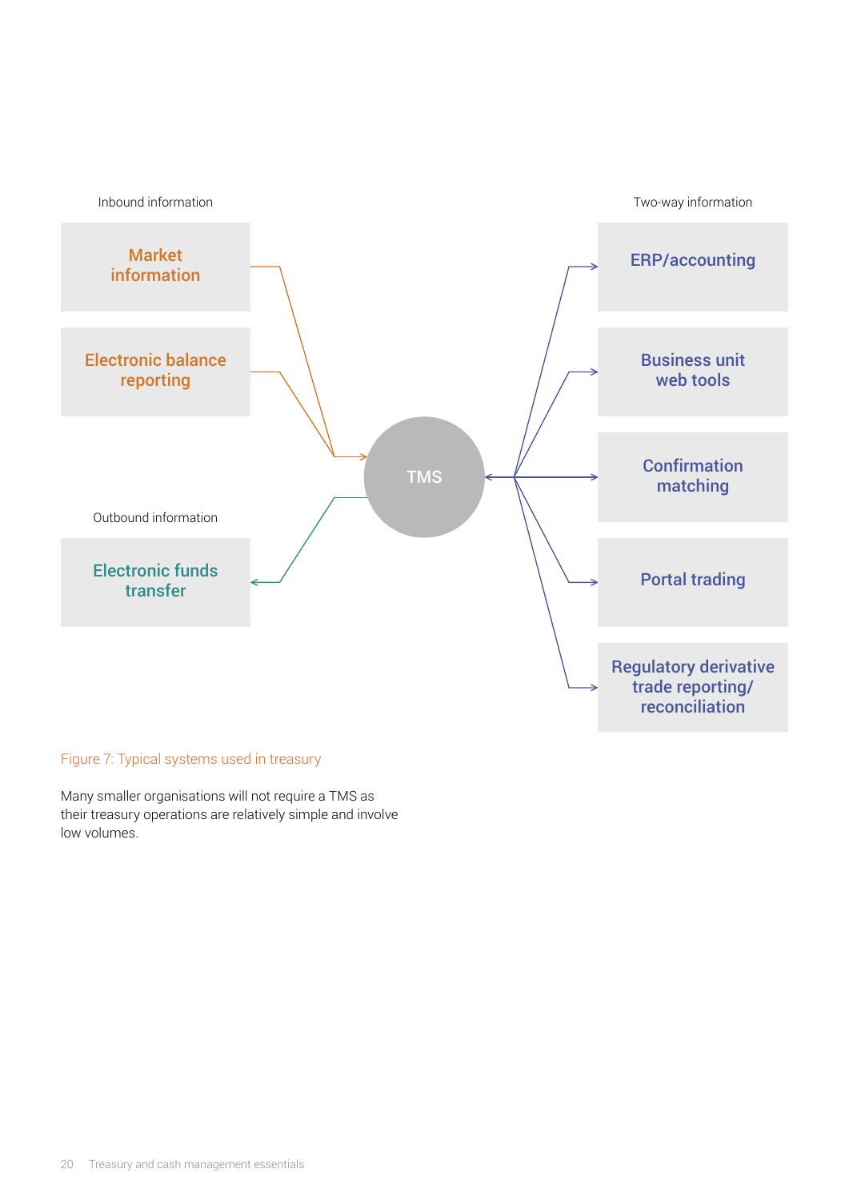Inbound information

Market information

Electronic balance reporting

Outbound information

Electronic funds transfer

TMS

Two-way information

ERP/accounting

Business unit web tools

Confirmation matching

Portal trading

Regulatory derivative trade reporting/ reconciliation

Figure 7: Typical systems used in treasury

Many smaller organisations will not require a TMS as their treasury operations are relatively simple and involve low volumes.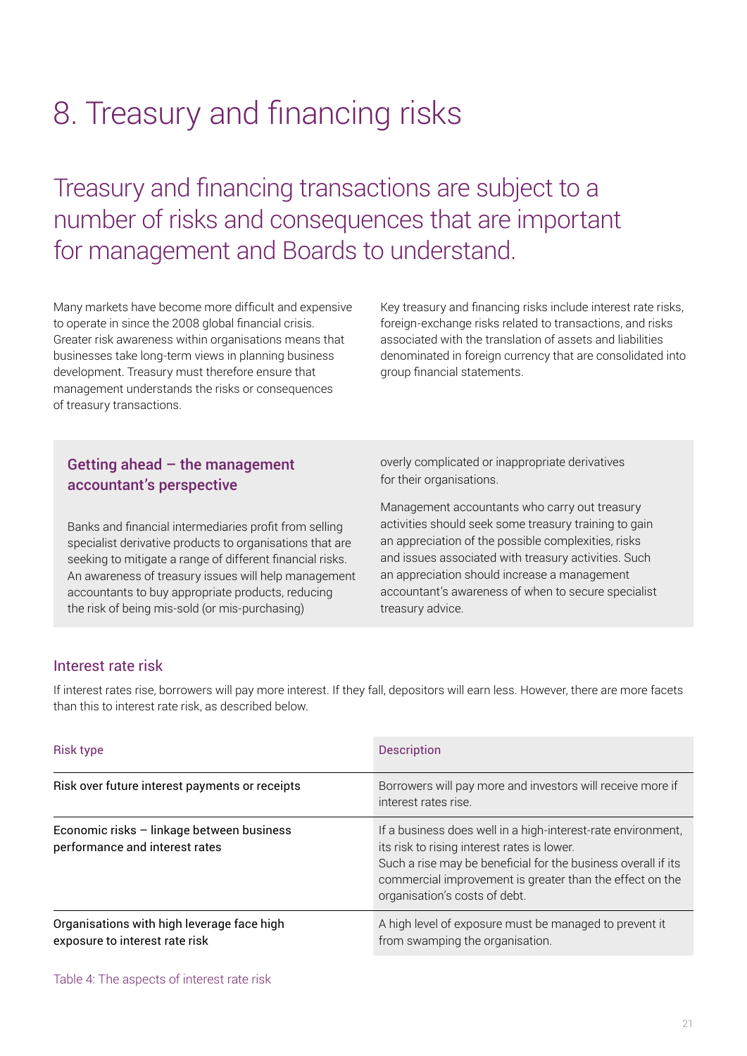# 8. Treasury and financing risks

## Treasury and financing transactions are subject to a number of risks and consequences that are important for management and Boards to understand.

Many markets have become more difficult and expensive to operate in since the 2008 global financial crisis. Greater risk awareness within organisations means that businesses take long-term views in planning business development. Treasury must therefore ensure that management understands the risks or consequences of treasury transactions.

Key treasury and financing risks include interest rate risks, foreign-exchange risks related to transactions, and risks associated with the translation of assets and liabilities denominated in foreign currency that are consolidated into group financial statements.

### Getting ahead – the management accountant's perspective

Banks and financial intermediaries profit from selling specialist derivative products to organisations that are seeking to mitigate a range of different financial risks. An awareness of treasury issues will help management accountants to buy appropriate products, reducing the risk of being mis-sold (or mis-purchasing) overly complicated or inappropriate derivatives for their organisations.

Management accountants who carry out treasury activities should seek some treasury training to gain an appreciation of the possible complexities, risks and issues associated with treasury activities. Such an appreciation should increase a management accountant's awareness of when to secure specialist treasury advice.

### Interest rate risk

If interest rates rise, borrowers will pay more interest. If they fall, depositors will earn less. However, there are more facets than this to interest rate risk, as described below.

| Risk type | Description |
|---|---|
| Risk over future interest payments or receipts | Borrowers will pay more and investors will receive more if interest rates rise. |
| Economic risks – linkage between business performance and interest rates | If a business does well in a high-interest-rate environment, its risk to rising interest rates is lower. Such a rise may be beneficial for the business overall if its commercial improvement is greater than the effect on the organisation's costs of debt. |
| Organisations with high leverage face high exposure to interest rate risk | A high level of exposure must be managed to prevent it from swamping the organisation. |

Table 4: The aspects of interest rate risk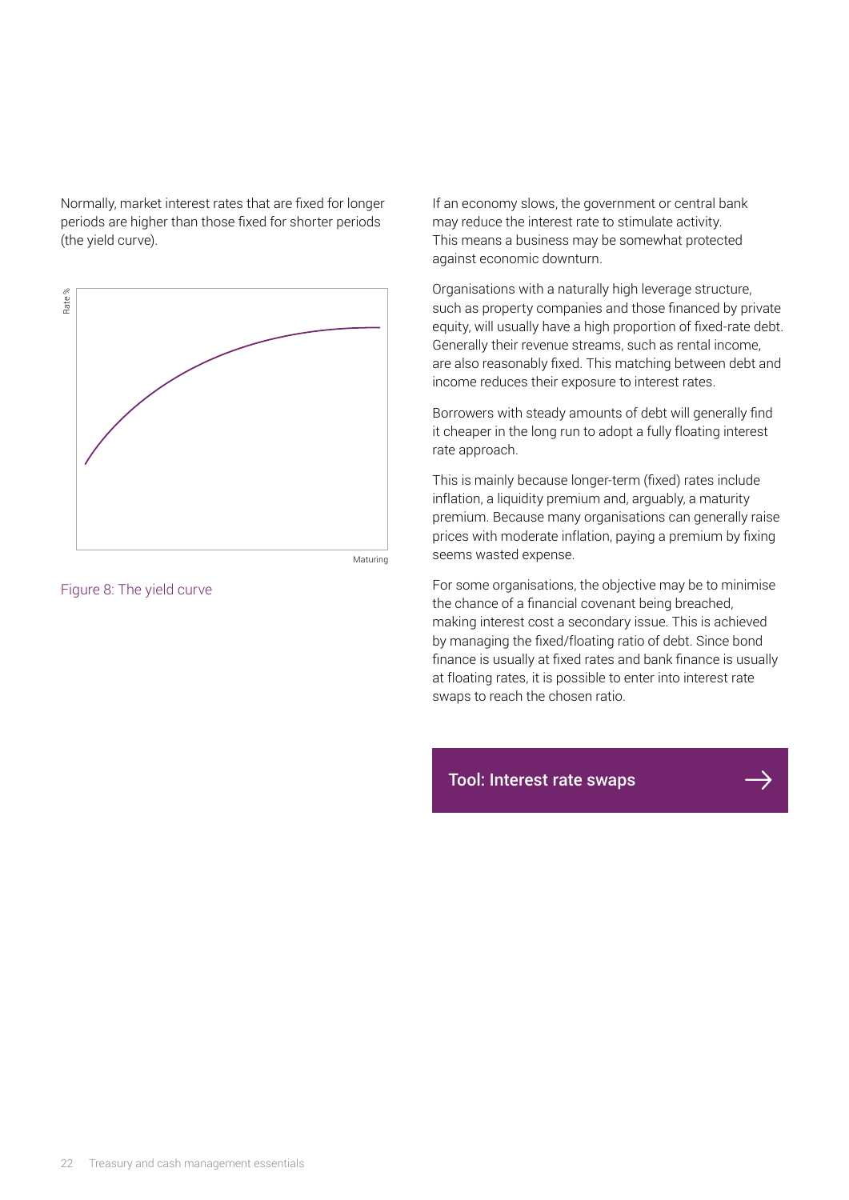Normally, market interest rates that are fixed for longer periods are higher than those fixed for shorter periods (the yield curve).

Figure 8: The yield curve

If an economy slows, the government or central bank may reduce the interest rate to stimulate activity. This means a business may be somewhat protected against economic downturn.

Organisations with a naturally high leverage structure, such as property companies and those financed by private equity, will usually have a high proportion of fixed-rate debt. Generally their revenue streams, such as rental income, are also reasonably fixed. This matching between debt and income reduces their exposure to interest rates.

Borrowers with steady amounts of debt will generally find it cheaper in the long run to adopt a fully floating interest rate approach.

This is mainly because longer-term (fixed) rates include inflation, a liquidity premium and, arguably, a maturity premium. Because many organisations can generally raise prices with moderate inflation, paying a premium by fixing seems wasted expense.

For some organisations, the objective may be to minimise the chance of a financial covenant being breached, making interest cost a secondary issue. This is achieved by managing the fixed/floating ratio of debt. Since bond finance is usually at fixed rates and bank finance is usually at floating rates, it is possible to enter into interest rate swaps to reach the chosen ratio.

**Tool: Interest rate swaps** →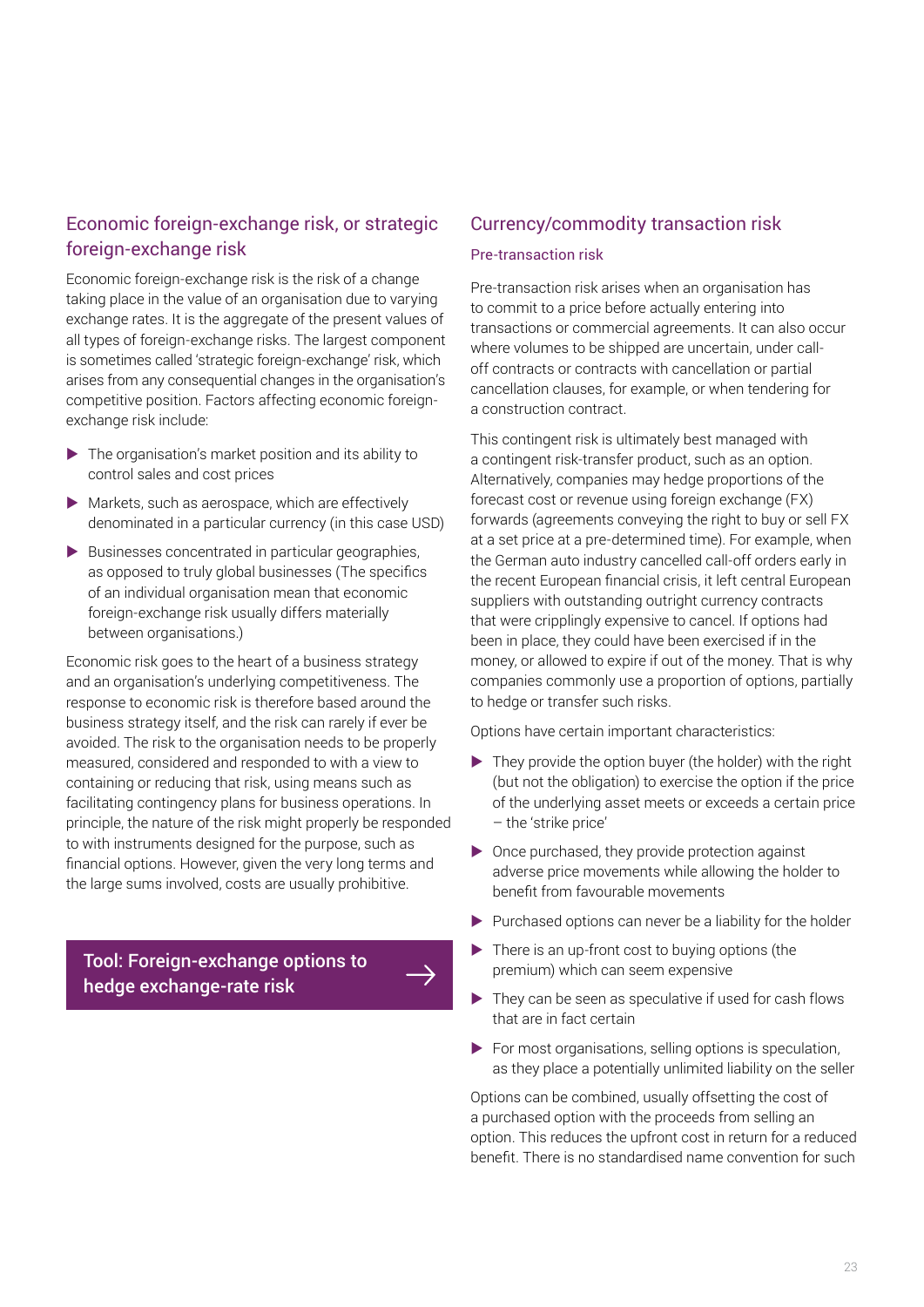## Economic foreign-exchange risk, or strategic foreign-exchange risk

Economic foreign-exchange risk is the risk of a change taking place in the value of an organisation due to varying exchange rates. It is the aggregate of the present values of all types of foreign-exchange risks. The largest component is sometimes called 'strategic foreign-exchange' risk, which arises from any consequential changes in the organisation's competitive position. Factors affecting economic foreign-exchange risk include:

- The organisation's market position and its ability to control sales and cost prices
- Markets, such as aerospace, which are effectively denominated in a particular currency (in this case USD)
- Businesses concentrated in particular geographies, as opposed to truly global businesses (The specifics of an individual organisation mean that economic foreign-exchange risk usually differs materially between organisations.)

Economic risk goes to the heart of a business strategy and an organisation's underlying competitiveness. The response to economic risk is therefore based around the business strategy itself, and the risk can rarely if ever be avoided. The risk to the organisation needs to be properly measured, considered and responded to with a view to containing or reducing that risk, using means such as facilitating contingency plans for business operations. In principle, the nature of the risk might properly be responded to with instruments designed for the purpose, such as financial options. However, given the very long terms and the large sums involved, costs are usually prohibitive.

**Tool: Foreign-exchange options to hedge exchange-rate risk →**

## Currency/commodity transaction risk

### Pre-transaction risk

Pre-transaction risk arises when an organisation has to commit to a price before actually entering into transactions or commercial agreements. It can also occur where volumes to be shipped are uncertain, under call-off contracts or contracts with cancellation or partial cancellation clauses, for example, or when tendering for a construction contract.

This contingent risk is ultimately best managed with a contingent risk-transfer product, such as an option. Alternatively, companies may hedge proportions of the forecast cost or revenue using foreign exchange (FX) forwards (agreements conveying the right to buy or sell FX at a set price at a pre-determined time). For example, when the German auto industry cancelled call-off orders early in the recent European financial crisis, it left central European suppliers with outstanding outright currency contracts that were cripplingly expensive to cancel. If options had been in place, they could have been exercised if in the money, or allowed to expire if out of the money. That is why companies commonly use a proportion of options, partially to hedge or transfer such risks.

Options have certain important characteristics:

- They provide the option buyer (the holder) with the right (but not the obligation) to exercise the option if the price of the underlying asset meets or exceeds a certain price – the 'strike price'
- Once purchased, they provide protection against adverse price movements while allowing the holder to benefit from favourable movements
- Purchased options can never be a liability for the holder
- There is an up-front cost to buying options (the premium) which can seem expensive
- They can be seen as speculative if used for cash flows that are in fact certain
- For most organisations, selling options is speculation, as they place a potentially unlimited liability on the seller

Options can be combined, usually offsetting the cost of a purchased option with the proceeds from selling an option. This reduces the upfront cost in return for a reduced benefit. There is no standardised name convention for such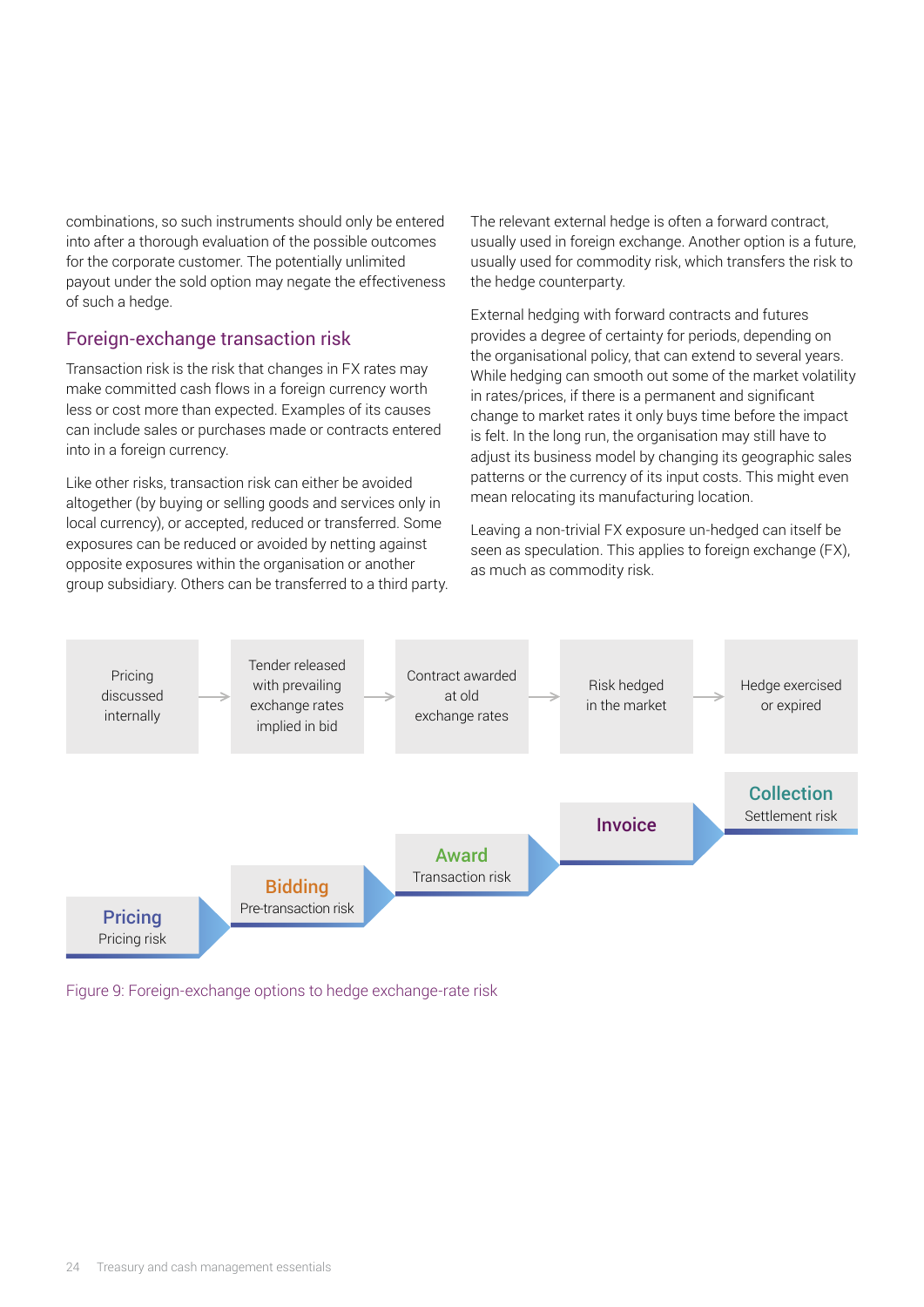combinations, so such instruments should only be entered into after a thorough evaluation of the possible outcomes for the corporate customer. The potentially unlimited payout under the sold option may negate the effectiveness of such a hedge.

## Foreign-exchange transaction risk

Transaction risk is the risk that changes in FX rates may make committed cash flows in a foreign currency worth less or cost more than expected. Examples of its causes can include sales or purchases made or contracts entered into in a foreign currency.

Like other risks, transaction risk can either be avoided altogether (by buying or selling goods and services only in local currency), or accepted, reduced or transferred. Some exposures can be reduced or avoided by netting against opposite exposures within the organisation or another group subsidiary. Others can be transferred to a third party.

The relevant external hedge is often a forward contract, usually used in foreign exchange. Another option is a future, usually used for commodity risk, which transfers the risk to the hedge counterparty.

External hedging with forward contracts and futures provides a degree of certainty for periods, depending on the organisational policy, that can extend to several years. While hedging can smooth out some of the market volatility in rates/prices, if there is a permanent and significant change to market rates it only buys time before the impact is felt. In the long run, the organisation may still have to adjust its business model by changing its geographic sales patterns or the currency of its input costs. This might even mean relocating its manufacturing location.

Leaving a non-trivial FX exposure un-hedged can itself be seen as speculation. This applies to foreign exchange (FX), as much as commodity risk.

Pricing discussed internally → Tender released with prevailing exchange rates implied in bid → Contract awarded at old exchange rates → Risk hedged in the market → Hedge exercised or expired

**Pricing** Pricing risk → **Bidding** Pre-transaction risk → **Award** Transaction risk → **Invoice** → **Collection** Settlement risk

Figure 9: Foreign-exchange options to hedge exchange-rate risk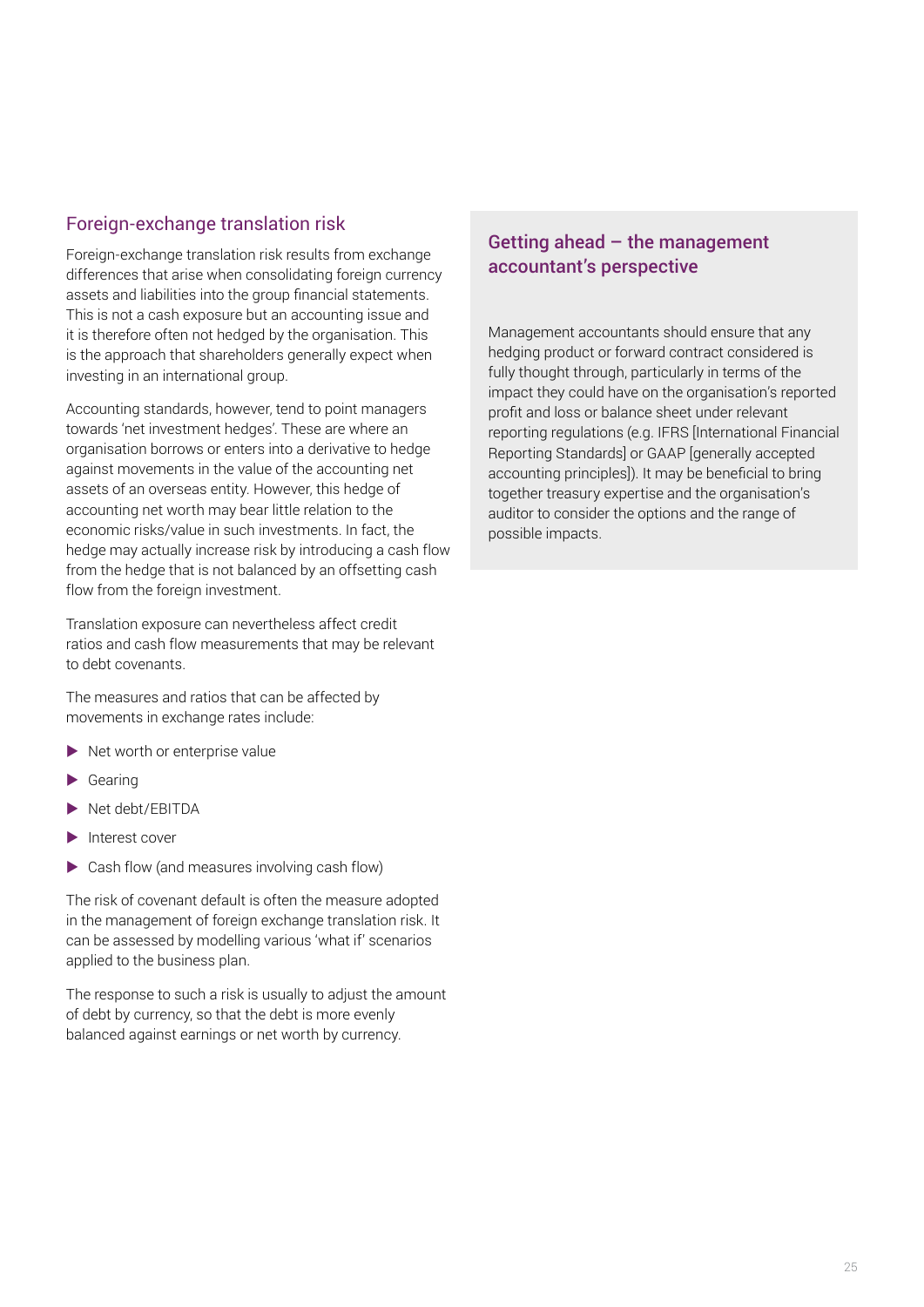## Foreign-exchange translation risk

Foreign-exchange translation risk results from exchange differences that arise when consolidating foreign currency assets and liabilities into the group financial statements. This is not a cash exposure but an accounting issue and it is therefore often not hedged by the organisation. This is the approach that shareholders generally expect when investing in an international group.

Accounting standards, however, tend to point managers towards 'net investment hedges'. These are where an organisation borrows or enters into a derivative to hedge against movements in the value of the accounting net assets of an overseas entity. However, this hedge of accounting net worth may bear little relation to the economic risks/value in such investments. In fact, the hedge may actually increase risk by introducing a cash flow from the hedge that is not balanced by an offsetting cash flow from the foreign investment.

Translation exposure can nevertheless affect credit ratios and cash flow measurements that may be relevant to debt covenants.

The measures and ratios that can be affected by movements in exchange rates include:

- Net worth or enterprise value
- Gearing
- Net debt/EBITDA
- Interest cover
- Cash flow (and measures involving cash flow)

The risk of covenant default is often the measure adopted in the management of foreign exchange translation risk. It can be assessed by modelling various 'what if' scenarios applied to the business plan.

The response to such a risk is usually to adjust the amount of debt by currency, so that the debt is more evenly balanced against earnings or net worth by currency.

## Getting ahead – the management accountant's perspective

Management accountants should ensure that any hedging product or forward contract considered is fully thought through, particularly in terms of the impact they could have on the organisation's reported profit and loss or balance sheet under relevant reporting regulations (e.g. IFRS [International Financial Reporting Standards] or GAAP [generally accepted accounting principles]). It may be beneficial to bring together treasury expertise and the organisation's auditor to consider the options and the range of possible impacts.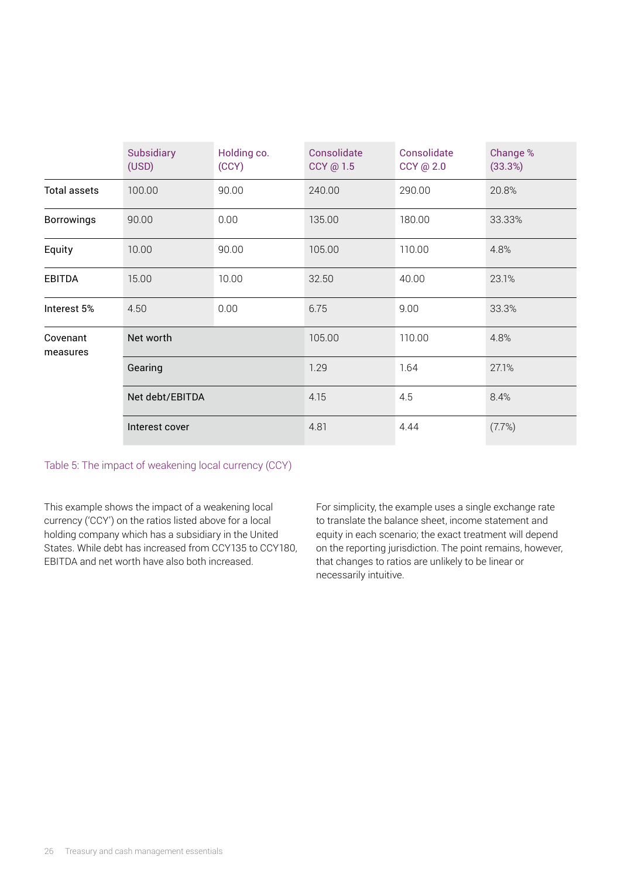| | Subsidiary (USD) | Holding co. (CCY) | Consolidate CCY @ 1.5 | Consolidate CCY @ 2.0 | Change % (33.3%) |
|---|---|---|---|---|---|
| Total assets | 100.00 | 90.00 | 240.00 | 290.00 | 20.8% |
| Borrowings | 90.00 | 0.00 | 135.00 | 180.00 | 33.33% |
| Equity | 10.00 | 90.00 | 105.00 | 110.00 | 4.8% |
| EBITDA | 15.00 | 10.00 | 32.50 | 40.00 | 23.1% |
| Interest 5% | 4.50 | 0.00 | 6.75 | 9.00 | 33.3% |
| Covenant measures | Net worth | | 105.00 | 110.00 | 4.8% |
| | Gearing | | 1.29 | 1.64 | 27.1% |
| | Net debt/EBITDA | | 4.15 | 4.5 | 8.4% |
| | Interest cover | | 4.81 | 4.44 | (7.7%) |

Table 5: The impact of weakening local currency (CCY)

This example shows the impact of a weakening local currency ('CCY') on the ratios listed above for a local holding company which has a subsidiary in the United States. While debt has increased from CCY135 to CCY180, EBITDA and net worth have also both increased.

For simplicity, the example uses a single exchange rate to translate the balance sheet, income statement and equity in each scenario; the exact treatment will depend on the reporting jurisdiction. The point remains, however, that changes to ratios are unlikely to be linear or necessarily intuitive.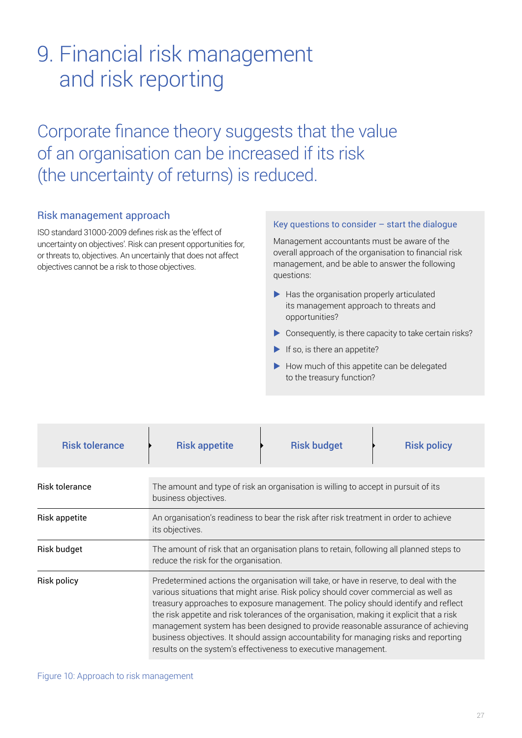# 9. Financial risk management and risk reporting

## Corporate finance theory suggests that the value of an organisation can be increased if its risk (the uncertainty of returns) is reduced.

### Risk management approach

ISO standard 31000-2009 defines risk as the 'effect of uncertainty on objectives'. Risk can present opportunities for, or threats to, objectives. An uncertainly that does not affect objectives cannot be a risk to those objectives.

#### Key questions to consider – start the dialogue

Management accountants must be aware of the overall approach of the organisation to financial risk management, and be able to answer the following questions:

- Has the organisation properly articulated its management approach to threats and opportunities?
- Consequently, is there capacity to take certain risks?
- If so, is there an appetite?
- How much of this appetite can be delegated to the treasury function?

**Risk tolerance** → **Risk appetite** → **Risk budget** → **Risk policy**

| | |
|---|---|
| Risk tolerance | The amount and type of risk an organisation is willing to accept in pursuit of its business objectives. |
| Risk appetite | An organisation's readiness to bear the risk after risk treatment in order to achieve its objectives. |
| Risk budget | The amount of risk that an organisation plans to retain, following all planned steps to reduce the risk for the organisation. |
| Risk policy | Predetermined actions the organisation will take, or have in reserve, to deal with the various situations that might arise. Risk policy should cover commercial as well as treasury approaches to exposure management. The policy should identify and reflect the risk appetite and risk tolerances of the organisation, making it explicit that a risk management system has been designed to provide reasonable assurance of achieving business objectives. It should assign accountability for managing risks and reporting results on the system's effectiveness to executive management. |

Figure 10: Approach to risk management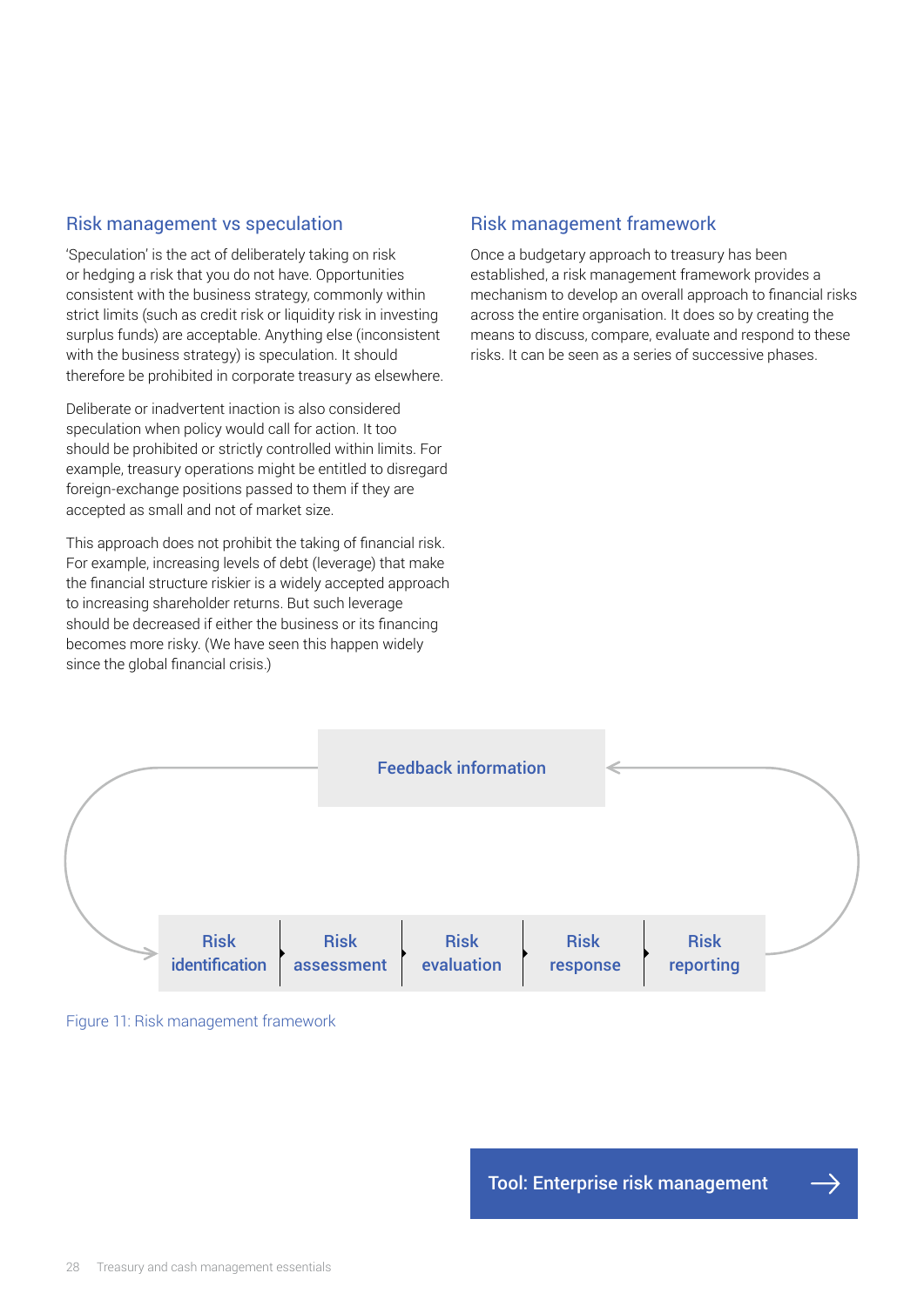## Risk management vs speculation

'Speculation' is the act of deliberately taking on risk or hedging a risk that you do not have. Opportunities consistent with the business strategy, commonly within strict limits (such as credit risk or liquidity risk in investing surplus funds) are acceptable. Anything else (inconsistent with the business strategy) is speculation. It should therefore be prohibited in corporate treasury as elsewhere.

Deliberate or inadvertent inaction is also considered speculation when policy would call for action. It too should be prohibited or strictly controlled within limits. For example, treasury operations might be entitled to disregard foreign-exchange positions passed to them if they are accepted as small and not of market size.

This approach does not prohibit the taking of financial risk. For example, increasing levels of debt (leverage) that make the financial structure riskier is a widely accepted approach to increasing shareholder returns. But such leverage should be decreased if either the business or its financing becomes more risky. (We have seen this happen widely since the global financial crisis.)

## Risk management framework

Once a budgetary approach to treasury has been established, a risk management framework provides a mechanism to develop an overall approach to financial risks across the entire organisation. It does so by creating the means to discuss, compare, evaluate and respond to these risks. It can be seen as a series of successive phases.

Feedback information

Risk identification → Risk assessment → Risk evaluation → Risk response → Risk reporting

Figure 11: Risk management framework

Tool: Enterprise risk management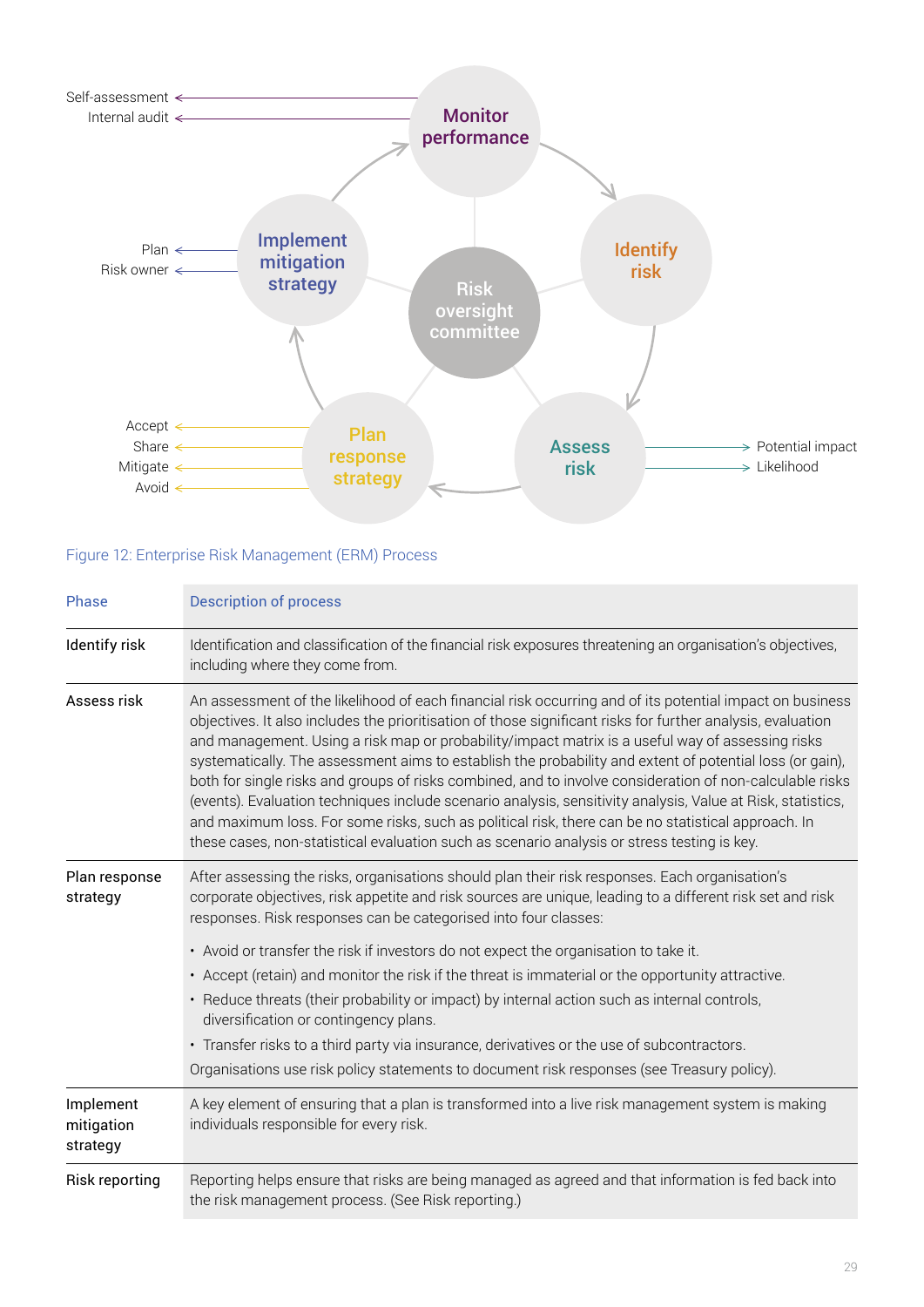Self-assessment
Internal audit

Monitor performance

Identify risk

Plan
Risk owner

Implement mitigation strategy

Risk oversight committee

Accept
Share
Mitigate
Avoid

Plan response strategy

Assess risk

Potential impact
Likelihood

Figure 12: Enterprise Risk Management (ERM) Process

| Phase | Description of process |
|---|---|
| Identify risk | Identification and classification of the financial risk exposures threatening an organisation's objectives, including where they come from. |
| Assess risk | An assessment of the likelihood of each financial risk occurring and of its potential impact on business objectives. It also includes the prioritisation of those significant risks for further analysis, evaluation and management. Using a risk map or probability/impact matrix is a useful way of assessing risks systematically. The assessment aims to establish the probability and extent of potential loss (or gain), both for single risks and groups of risks combined, and to involve consideration of non-calculable risks (events). Evaluation techniques include scenario analysis, sensitivity analysis, Value at Risk, statistics, and maximum loss. For some risks, such as political risk, there can be no statistical approach. In these cases, non-statistical evaluation such as scenario analysis or stress testing is key. |
| Plan response strategy | After assessing the risks, organisations should plan their risk responses. Each organisation's corporate objectives, risk appetite and risk sources are unique, leading to a different risk set and risk responses. Risk responses can be categorised into four classes:<br>• Avoid or transfer the risk if investors do not expect the organisation to take it.<br>• Accept (retain) and monitor the risk if the threat is immaterial or the opportunity attractive.<br>• Reduce threats (their probability or impact) by internal action such as internal controls, diversification or contingency plans.<br>• Transfer risks to a third party via insurance, derivatives or the use of subcontractors.<br>Organisations use risk policy statements to document risk responses (see Treasury policy). |
| Implement mitigation strategy | A key element of ensuring that a plan is transformed into a live risk management system is making individuals responsible for every risk. |
| Risk reporting | Reporting helps ensure that risks are being managed as agreed and that information is fed back into the risk management process. (See Risk reporting.) |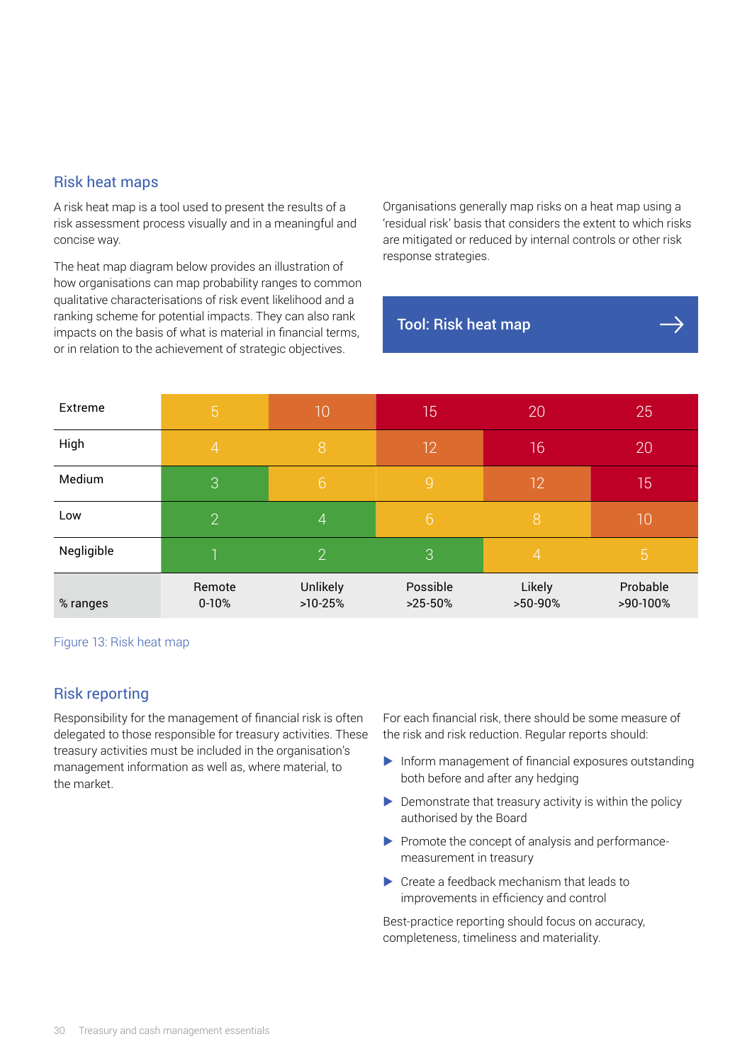## Risk heat maps

A risk heat map is a tool used to present the results of a risk assessment process visually and in a meaningful and concise way.

The heat map diagram below provides an illustration of how organisations can map probability ranges to common qualitative characterisations of risk event likelihood and a ranking scheme for potential impacts. They can also rank impacts on the basis of what is material in financial terms, or in relation to the achievement of strategic objectives.

Organisations generally map risks on a heat map using a 'residual risk' basis that considers the extent to which risks are mitigated or reduced by internal controls or other risk response strategies.

**Tool: Risk heat map →**

| | | | | | |
|---|---|---|---|---|---|
| Extreme | 5 | 10 | 15 | 20 | 25 |
| High | 4 | 8 | 12 | 16 | 20 |
| Medium | 3 | 6 | 9 | 12 | 15 |
| Low | 2 | 4 | 6 | 8 | 10 |
| Negligible | 1 | 2 | 3 | 4 | 5 |
| % ranges | Remote<br>0-10% | Unlikely<br>>10-25% | Possible<br>>25-50% | Likely<br>>50-90% | Probable<br>>90-100% |

Figure 13: Risk heat map

## Risk reporting

Responsibility for the management of financial risk is often delegated to those responsible for treasury activities. These treasury activities must be included in the organisation's management information as well as, where material, to the market.

For each financial risk, there should be some measure of the risk and risk reduction. Regular reports should:

- Inform management of financial exposures outstanding both before and after any hedging
- Demonstrate that treasury activity is within the policy authorised by the Board
- Promote the concept of analysis and performance-measurement in treasury
- Create a feedback mechanism that leads to improvements in efficiency and control

Best-practice reporting should focus on accuracy, completeness, timeliness and materiality.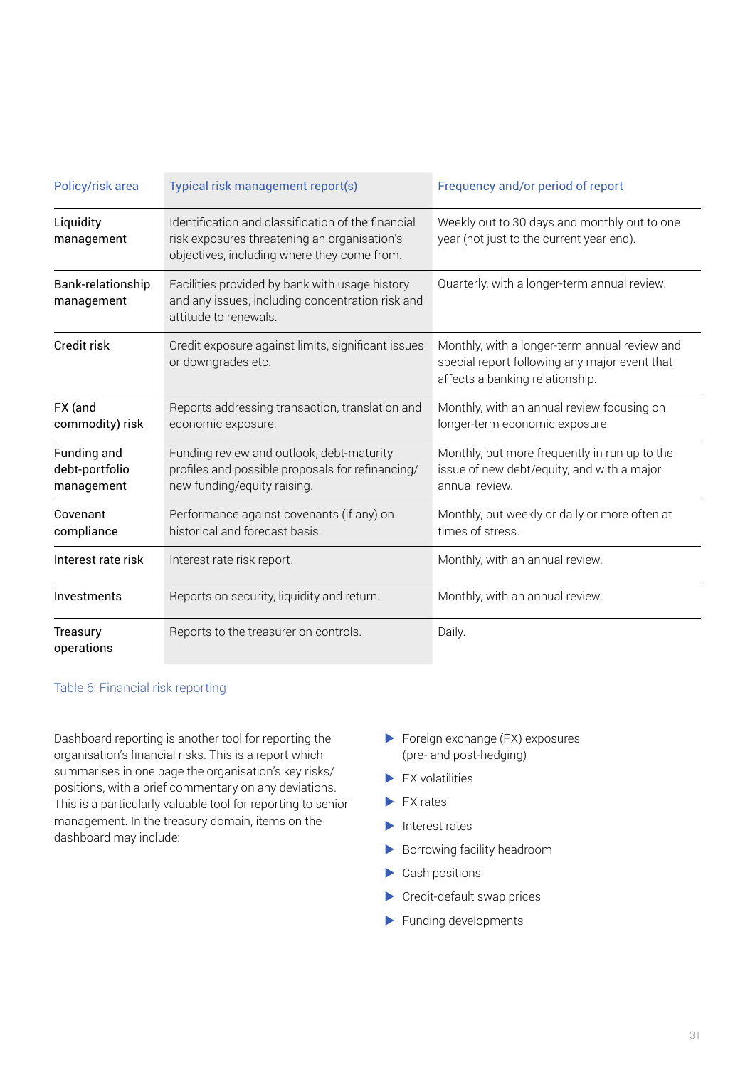| Policy/risk area | Typical risk management report(s) | Frequency and/or period of report |
|---|---|---|
| Liquidity management | Identification and classification of the financial risk exposures threatening an organisation's objectives, including where they come from. | Weekly out to 30 days and monthly out to one year (not just to the current year end). |
| Bank-relationship management | Facilities provided by bank with usage history and any issues, including concentration risk and attitude to renewals. | Quarterly, with a longer-term annual review. |
| Credit risk | Credit exposure against limits, significant issues or downgrades etc. | Monthly, with a longer-term annual review and special report following any major event that affects a banking relationship. |
| FX (and commodity) risk | Reports addressing transaction, translation and economic exposure. | Monthly, with an annual review focusing on longer-term economic exposure. |
| Funding and debt-portfolio management | Funding review and outlook, debt-maturity profiles and possible proposals for refinancing/ new funding/equity raising. | Monthly, but more frequently in run up to the issue of new debt/equity, and with a major annual review. |
| Covenant compliance | Performance against covenants (if any) on historical and forecast basis. | Monthly, but weekly or daily or more often at times of stress. |
| Interest rate risk | Interest rate risk report. | Monthly, with an annual review. |
| Investments | Reports on security, liquidity and return. | Monthly, with an annual review. |
| Treasury operations | Reports to the treasurer on controls. | Daily. |

Table 6: Financial risk reporting

Dashboard reporting is another tool for reporting the organisation's financial risks. This is a report which summarises in one page the organisation's key risks/ positions, with a brief commentary on any deviations. This is a particularly valuable tool for reporting to senior management. In the treasury domain, items on the dashboard may include:

- Foreign exchange (FX) exposures (pre- and post-hedging)
- FX volatilities
- FX rates
- Interest rates
- Borrowing facility headroom
- Cash positions
- Credit-default swap prices
- Funding developments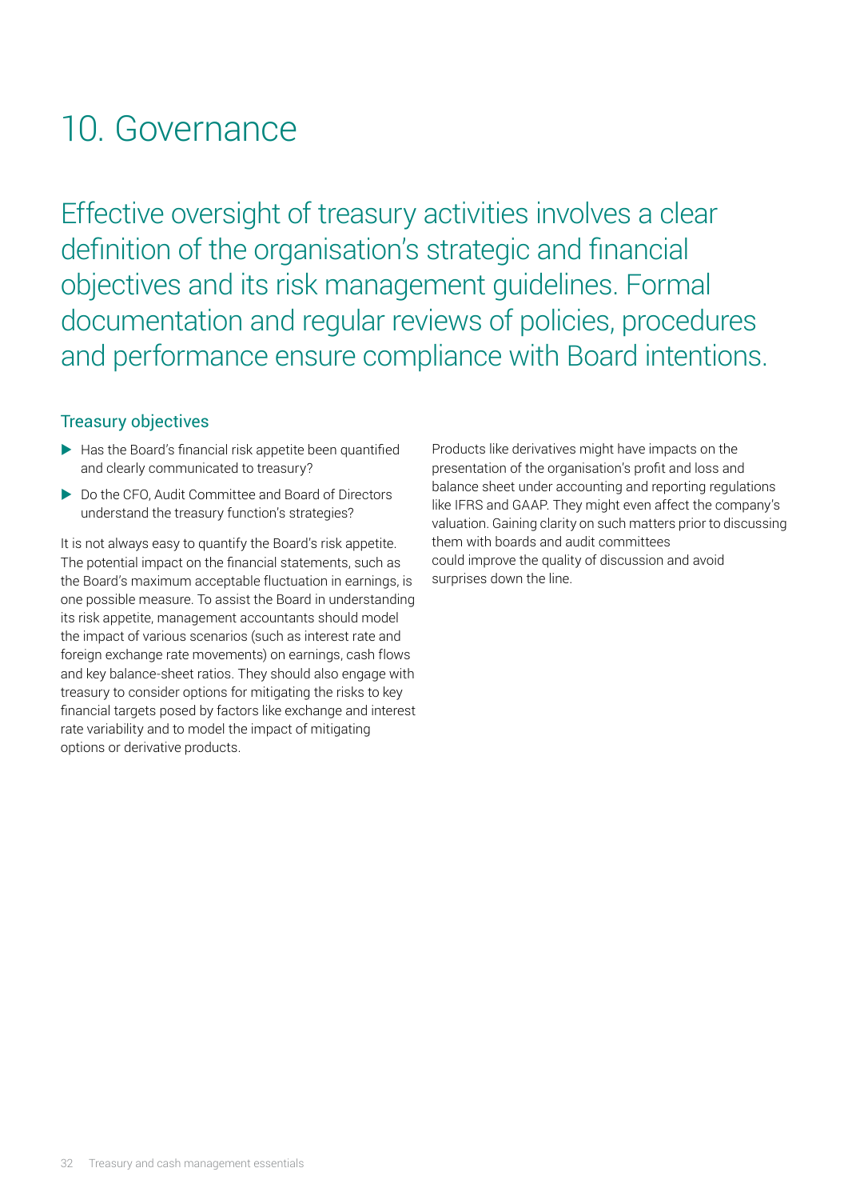# 10. Governance

Effective oversight of treasury activities involves a clear definition of the organisation's strategic and financial objectives and its risk management guidelines. Formal documentation and regular reviews of policies, procedures and performance ensure compliance with Board intentions.

## Treasury objectives

- Has the Board's financial risk appetite been quantified and clearly communicated to treasury?
- Do the CFO, Audit Committee and Board of Directors understand the treasury function's strategies?

It is not always easy to quantify the Board's risk appetite. The potential impact on the financial statements, such as the Board's maximum acceptable fluctuation in earnings, is one possible measure. To assist the Board in understanding its risk appetite, management accountants should model the impact of various scenarios (such as interest rate and foreign exchange rate movements) on earnings, cash flows and key balance-sheet ratios. They should also engage with treasury to consider options for mitigating the risks to key financial targets posed by factors like exchange and interest rate variability and to model the impact of mitigating options or derivative products.

Products like derivatives might have impacts on the presentation of the organisation's profit and loss and balance sheet under accounting and reporting regulations like IFRS and GAAP. They might even affect the company's valuation. Gaining clarity on such matters prior to discussing them with boards and audit committees could improve the quality of discussion and avoid surprises down the line.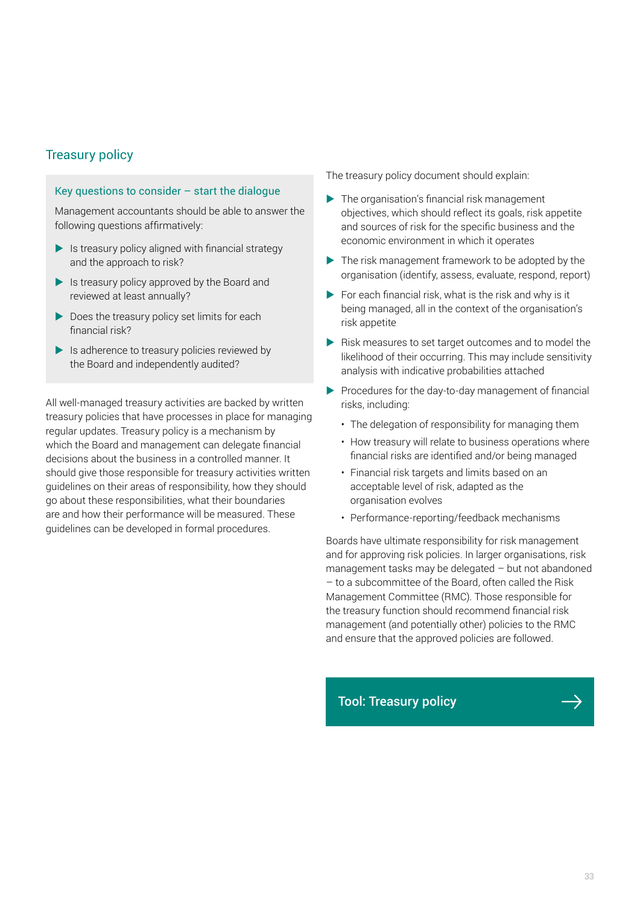## Treasury policy

### Key questions to consider – start the dialogue

Management accountants should be able to answer the following questions affirmatively:

- Is treasury policy aligned with financial strategy and the approach to risk?
- Is treasury policy approved by the Board and reviewed at least annually?
- Does the treasury policy set limits for each financial risk?
- Is adherence to treasury policies reviewed by the Board and independently audited?

All well-managed treasury activities are backed by written treasury policies that have processes in place for managing regular updates. Treasury policy is a mechanism by which the Board and management can delegate financial decisions about the business in a controlled manner. It should give those responsible for treasury activities written guidelines on their areas of responsibility, how they should go about these responsibilities, what their boundaries are and how their performance will be measured. These guidelines can be developed in formal procedures.

The treasury policy document should explain:

- The organisation's financial risk management objectives, which should reflect its goals, risk appetite and sources of risk for the specific business and the economic environment in which it operates
- The risk management framework to be adopted by the organisation (identify, assess, evaluate, respond, report)
- For each financial risk, what is the risk and why is it being managed, all in the context of the organisation's risk appetite
- Risk measures to set target outcomes and to model the likelihood of their occurring. This may include sensitivity analysis with indicative probabilities attached
- Procedures for the day-to-day management of financial risks, including:
  - The delegation of responsibility for managing them
  - How treasury will relate to business operations where financial risks are identified and/or being managed
  - Financial risk targets and limits based on an acceptable level of risk, adapted as the organisation evolves
  - Performance-reporting/feedback mechanisms

Boards have ultimate responsibility for risk management and for approving risk policies. In larger organisations, risk management tasks may be delegated – but not abandoned – to a subcommittee of the Board, often called the Risk Management Committee (RMC). Those responsible for the treasury function should recommend financial risk management (and potentially other) policies to the RMC and ensure that the approved policies are followed.

**Tool: Treasury policy →**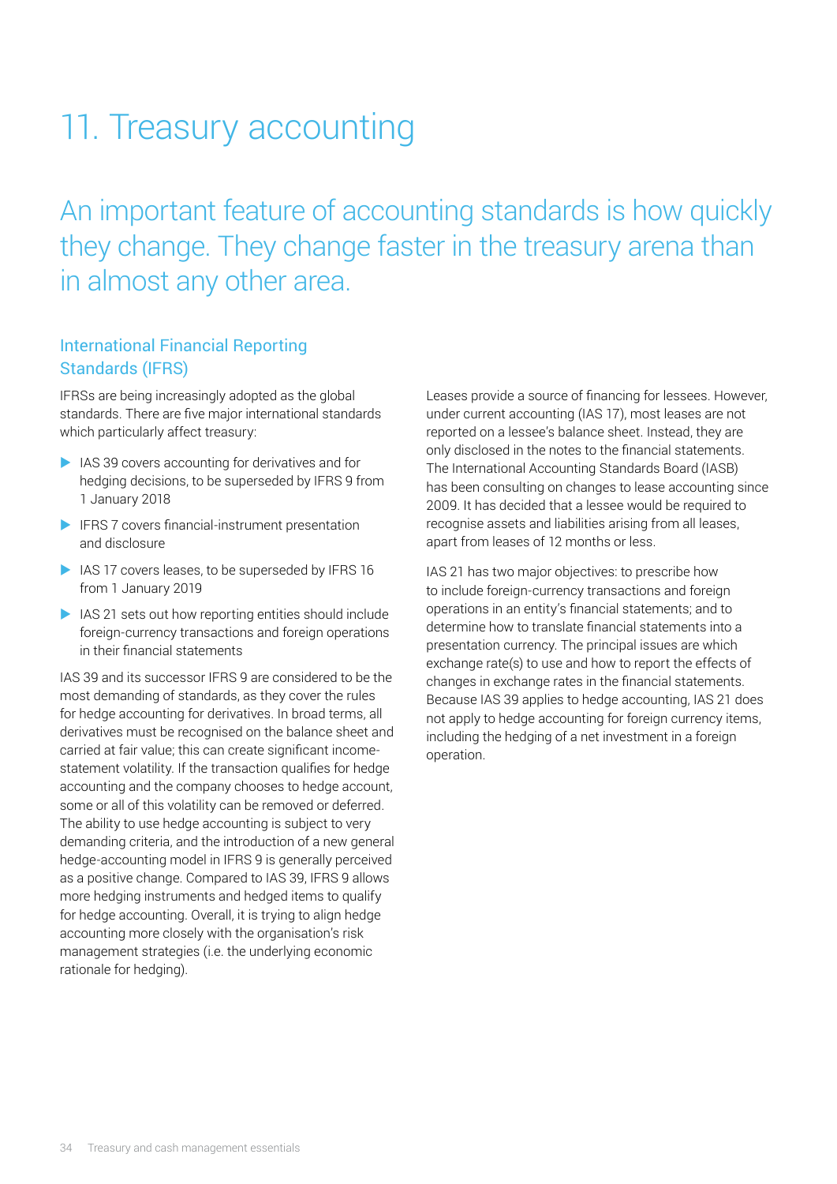# 11. Treasury accounting

## An important feature of accounting standards is how quickly they change. They change faster in the treasury arena than in almost any other area.

### International Financial Reporting Standards (IFRS)

IFRSs are being increasingly adopted as the global standards. There are five major international standards which particularly affect treasury:

- IAS 39 covers accounting for derivatives and for hedging decisions, to be superseded by IFRS 9 from 1 January 2018
- IFRS 7 covers financial-instrument presentation and disclosure
- IAS 17 covers leases, to be superseded by IFRS 16 from 1 January 2019
- IAS 21 sets out how reporting entities should include foreign-currency transactions and foreign operations in their financial statements

IAS 39 and its successor IFRS 9 are considered to be the most demanding of standards, as they cover the rules for hedge accounting for derivatives. In broad terms, all derivatives must be recognised on the balance sheet and carried at fair value; this can create significant income-statement volatility. If the transaction qualifies for hedge accounting and the company chooses to hedge account, some or all of this volatility can be removed or deferred. The ability to use hedge accounting is subject to very demanding criteria, and the introduction of a new general hedge-accounting model in IFRS 9 is generally perceived as a positive change. Compared to IAS 39, IFRS 9 allows more hedging instruments and hedged items to qualify for hedge accounting. Overall, it is trying to align hedge accounting more closely with the organisation's risk management strategies (i.e. the underlying economic rationale for hedging).

Leases provide a source of financing for lessees. However, under current accounting (IAS 17), most leases are not reported on a lessee's balance sheet. Instead, they are only disclosed in the notes to the financial statements. The International Accounting Standards Board (IASB) has been consulting on changes to lease accounting since 2009. It has decided that a lessee would be required to recognise assets and liabilities arising from all leases, apart from leases of 12 months or less.

IAS 21 has two major objectives: to prescribe how to include foreign-currency transactions and foreign operations in an entity's financial statements; and to determine how to translate financial statements into a presentation currency. The principal issues are which exchange rate(s) to use and how to report the effects of changes in exchange rates in the financial statements. Because IAS 39 applies to hedge accounting, IAS 21 does not apply to hedge accounting for foreign currency items, including the hedging of a net investment in a foreign operation.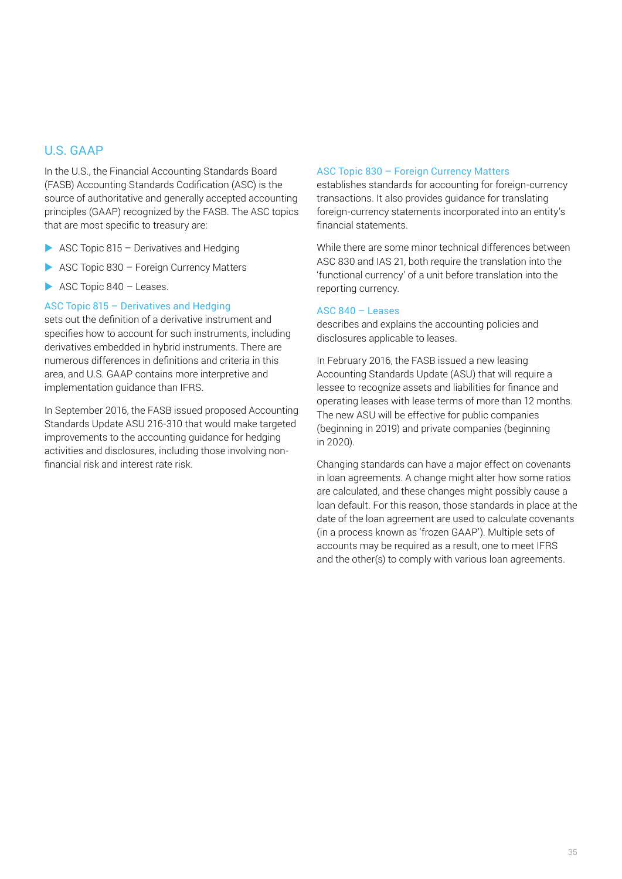## U.S. GAAP

In the U.S., the Financial Accounting Standards Board (FASB) Accounting Standards Codification (ASC) is the source of authoritative and generally accepted accounting principles (GAAP) recognized by the FASB. The ASC topics that are most specific to treasury are:

- ASC Topic 815 – Derivatives and Hedging
- ASC Topic 830 – Foreign Currency Matters
- ASC Topic 840 – Leases.

### ASC Topic 815 – Derivatives and Hedging

sets out the definition of a derivative instrument and specifies how to account for such instruments, including derivatives embedded in hybrid instruments. There are numerous differences in definitions and criteria in this area, and U.S. GAAP contains more interpretive and implementation guidance than IFRS.

In September 2016, the FASB issued proposed Accounting Standards Update ASU 216-310 that would make targeted improvements to the accounting guidance for hedging activities and disclosures, including those involving non-financial risk and interest rate risk.

### ASC Topic 830 – Foreign Currency Matters

establishes standards for accounting for foreign-currency transactions. It also provides guidance for translating foreign-currency statements incorporated into an entity's financial statements.

While there are some minor technical differences between ASC 830 and IAS 21, both require the translation into the 'functional currency' of a unit before translation into the reporting currency.

### ASC 840 – Leases

describes and explains the accounting policies and disclosures applicable to leases.

In February 2016, the FASB issued a new leasing Accounting Standards Update (ASU) that will require a lessee to recognize assets and liabilities for finance and operating leases with lease terms of more than 12 months. The new ASU will be effective for public companies (beginning in 2019) and private companies (beginning in 2020).

Changing standards can have a major effect on covenants in loan agreements. A change might alter how some ratios are calculated, and these changes might possibly cause a loan default. For this reason, those standards in place at the date of the loan agreement are used to calculate covenants (in a process known as 'frozen GAAP'). Multiple sets of accounts may be required as a result, one to meet IFRS and the other(s) to comply with various loan agreements.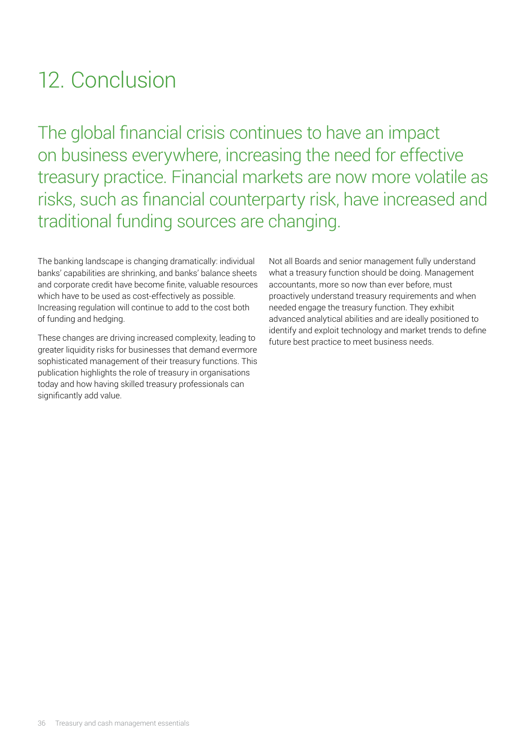# 12. Conclusion

The global financial crisis continues to have an impact on business everywhere, increasing the need for effective treasury practice. Financial markets are now more volatile as risks, such as financial counterparty risk, have increased and traditional funding sources are changing.

The banking landscape is changing dramatically: individual banks' capabilities are shrinking, and banks' balance sheets and corporate credit have become finite, valuable resources which have to be used as cost-effectively as possible. Increasing regulation will continue to add to the cost both of funding and hedging.

These changes are driving increased complexity, leading to greater liquidity risks for businesses that demand evermore sophisticated management of their treasury functions. This publication highlights the role of treasury in organisations today and how having skilled treasury professionals can significantly add value.

Not all Boards and senior management fully understand what a treasury function should be doing. Management accountants, more so now than ever before, must proactively understand treasury requirements and when needed engage the treasury function. They exhibit advanced analytical abilities and are ideally positioned to identify and exploit technology and market trends to define future best practice to meet business needs.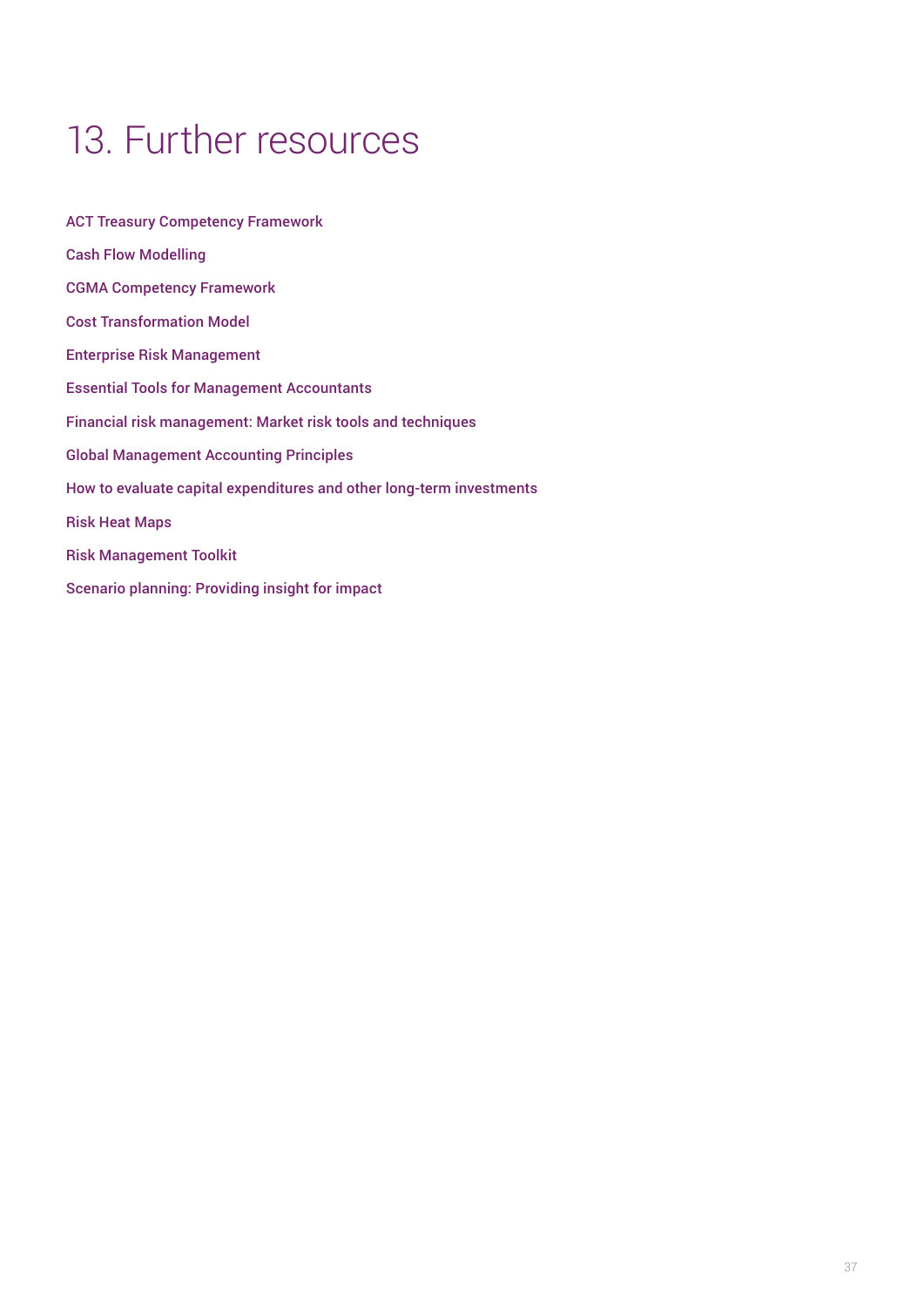# 13. Further resources

ACT Treasury Competency Framework

Cash Flow Modelling

CGMA Competency Framework

Cost Transformation Model

Enterprise Risk Management

Essential Tools for Management Accountants

Financial risk management: Market risk tools and techniques

Global Management Accounting Principles

How to evaluate capital expenditures and other long-term investments

Risk Heat Maps

Risk Management Toolkit

Scenario planning: Providing insight for impact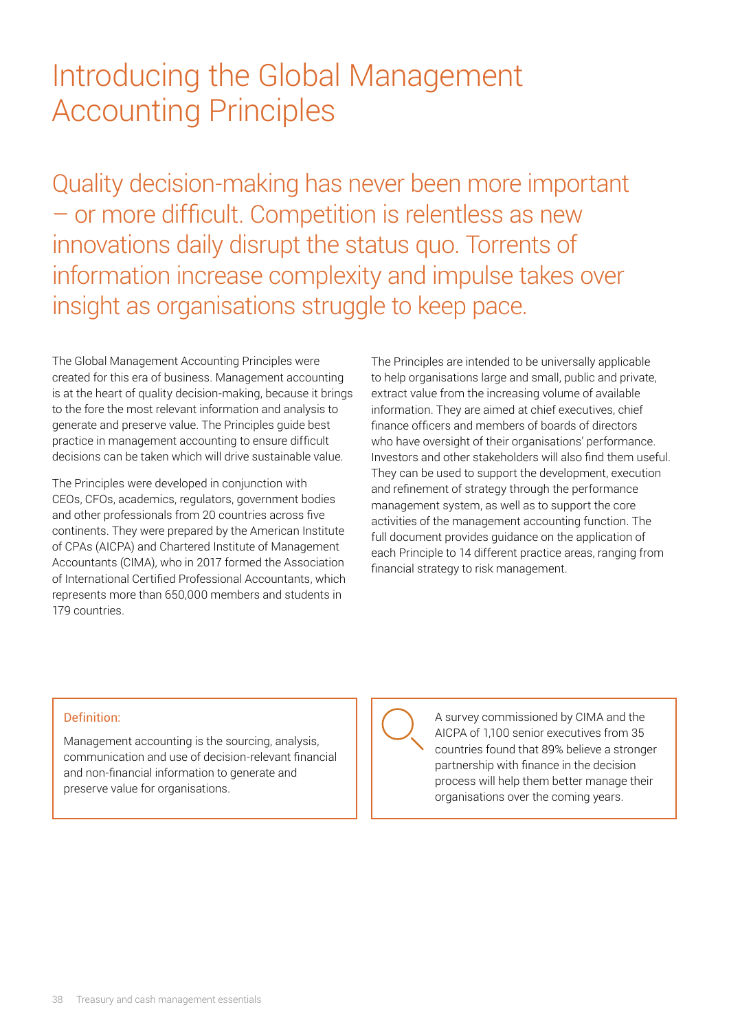# Introducing the Global Management Accounting Principles

## Quality decision-making has never been more important – or more difficult. Competition is relentless as new innovations daily disrupt the status quo. Torrents of information increase complexity and impulse takes over insight as organisations struggle to keep pace.

The Global Management Accounting Principles were created for this era of business. Management accounting is at the heart of quality decision-making, because it brings to the fore the most relevant information and analysis to generate and preserve value. The Principles guide best practice in management accounting to ensure difficult decisions can be taken which will drive sustainable value.

The Principles were developed in conjunction with CEOs, CFOs, academics, regulators, government bodies and other professionals from 20 countries across five continents. They were prepared by the American Institute of CPAs (AICPA) and Chartered Institute of Management Accountants (CIMA), who in 2017 formed the Association of International Certified Professional Accountants, which represents more than 650,000 members and students in 179 countries.

The Principles are intended to be universally applicable to help organisations large and small, public and private, extract value from the increasing volume of available information. They are aimed at chief executives, chief finance officers and members of boards of directors who have oversight of their organisations' performance. Investors and other stakeholders will also find them useful. They can be used to support the development, execution and refinement of strategy through the performance management system, as well as to support the core activities of the management accounting function. The full document provides guidance on the application of each Principle to 14 different practice areas, ranging from financial strategy to risk management.

**Definition:**

Management accounting is the sourcing, analysis, communication and use of decision-relevant financial and non-financial information to generate and preserve value for organisations.

A survey commissioned by CIMA and the AICPA of 1,100 senior executives from 35 countries found that 89% believe a stronger partnership with finance in the decision process will help them better manage their organisations over the coming years.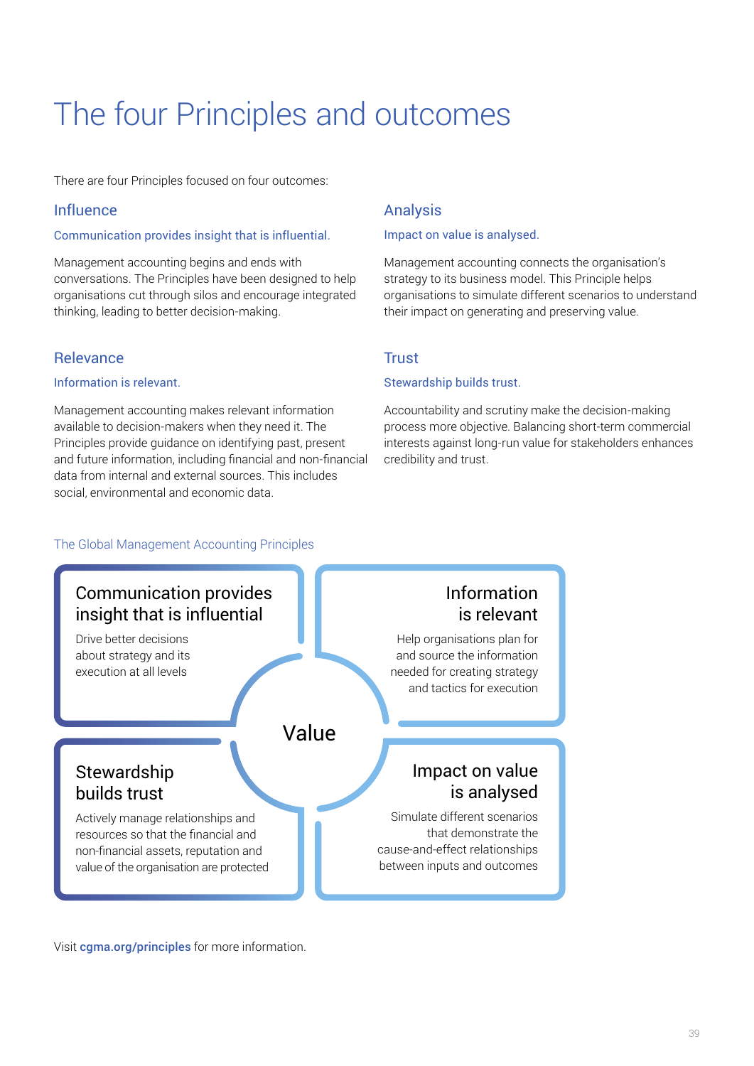# The four Principles and outcomes

There are four Principles focused on four outcomes:

## Influence

### Communication provides insight that is influential.

Management accounting begins and ends with conversations. The Principles have been designed to help organisations cut through silos and encourage integrated thinking, leading to better decision-making.

## Analysis

### Impact on value is analysed.

Management accounting connects the organisation's strategy to its business model. This Principle helps organisations to simulate different scenarios to understand their impact on generating and preserving value.

## Relevance

### Information is relevant.

Management accounting makes relevant information available to decision-makers when they need it. The Principles provide guidance on identifying past, present and future information, including financial and non-financial data from internal and external sources. This includes social, environmental and economic data.

## Trust

### Stewardship builds trust.

Accountability and scrutiny make the decision-making process more objective. Balancing short-term commercial interests against long-run value for stakeholders enhances credibility and trust.

The Global Management Accounting Principles

**Communication provides insight that is influential**

Drive better decisions about strategy and its execution at all levels

**Information is relevant**

Help organisations plan for and source the information needed for creating strategy and tactics for execution

**Value**

**Stewardship builds trust**

Actively manage relationships and resources so that the financial and non-financial assets, reputation and value of the organisation are protected

**Impact on value is analysed**

Simulate different scenarios that demonstrate the cause-and-effect relationships between inputs and outcomes

Visit **cgma.org/principles** for more information.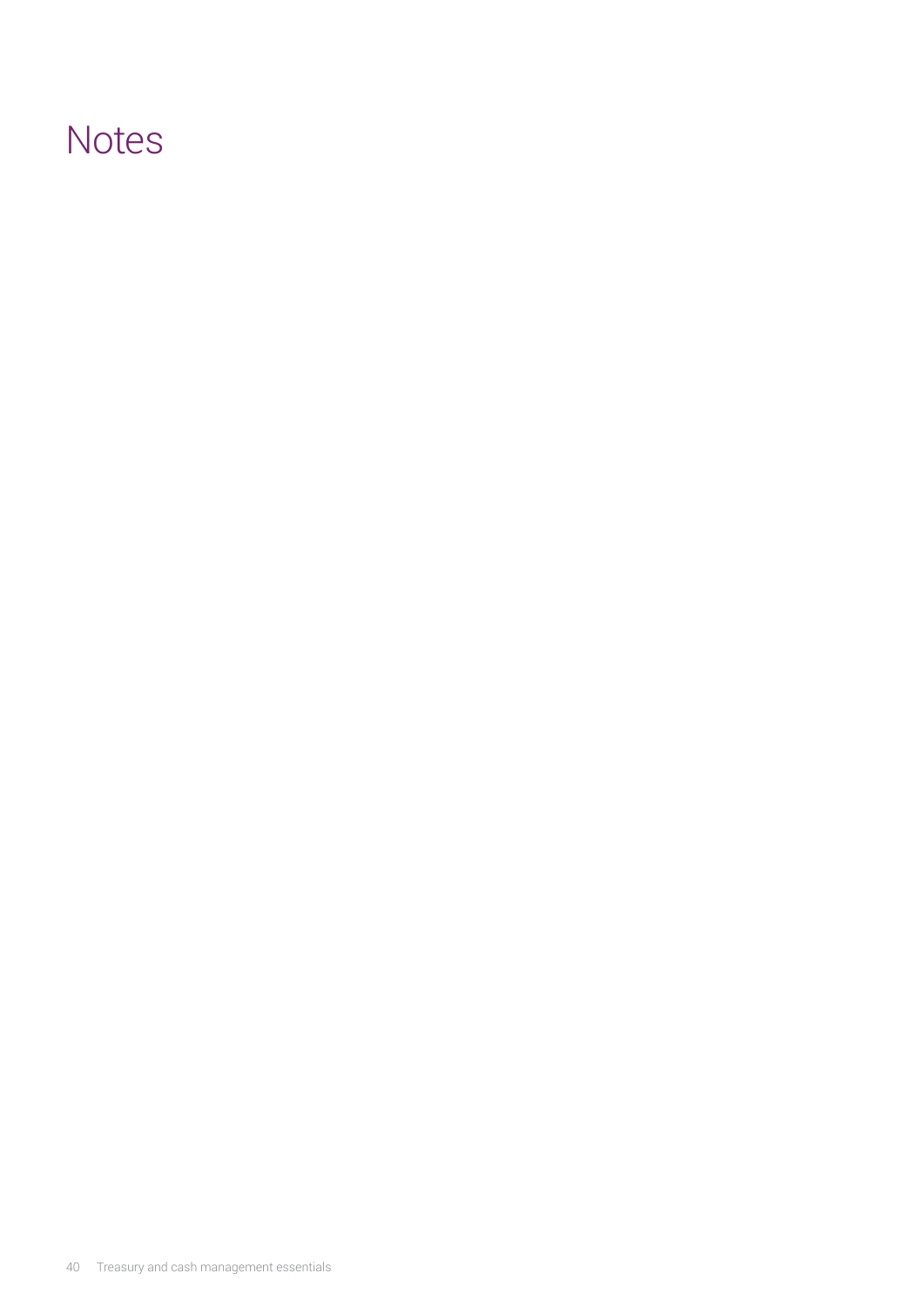# Notes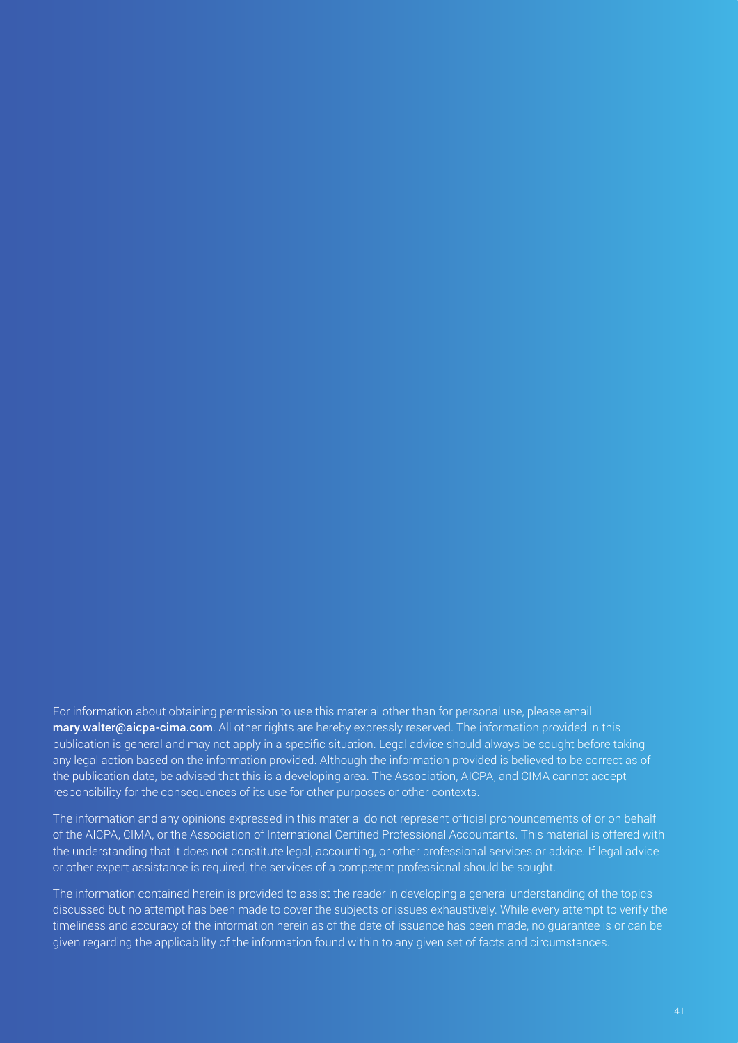For information about obtaining permission to use this material other than for personal use, please email **mary.walter@aicpa-cima.com**. All other rights are hereby expressly reserved. The information provided in this publication is general and may not apply in a specific situation. Legal advice should always be sought before taking any legal action based on the information provided. Although the information provided is believed to be correct as of the publication date, be advised that this is a developing area. The Association, AICPA, and CIMA cannot accept responsibility for the consequences of its use for other purposes or other contexts.

The information and any opinions expressed in this material do not represent official pronouncements of or on behalf of the AICPA, CIMA, or the Association of International Certified Professional Accountants. This material is offered with the understanding that it does not constitute legal, accounting, or other professional services or advice. If legal advice or other expert assistance is required, the services of a competent professional should be sought.

The information contained herein is provided to assist the reader in developing a general understanding of the topics discussed but no attempt has been made to cover the subjects or issues exhaustively. While every attempt to verify the timeliness and accuracy of the information herein as of the date of issuance has been made, no guarantee is or can be given regarding the applicability of the information found within to any given set of facts and circumstances.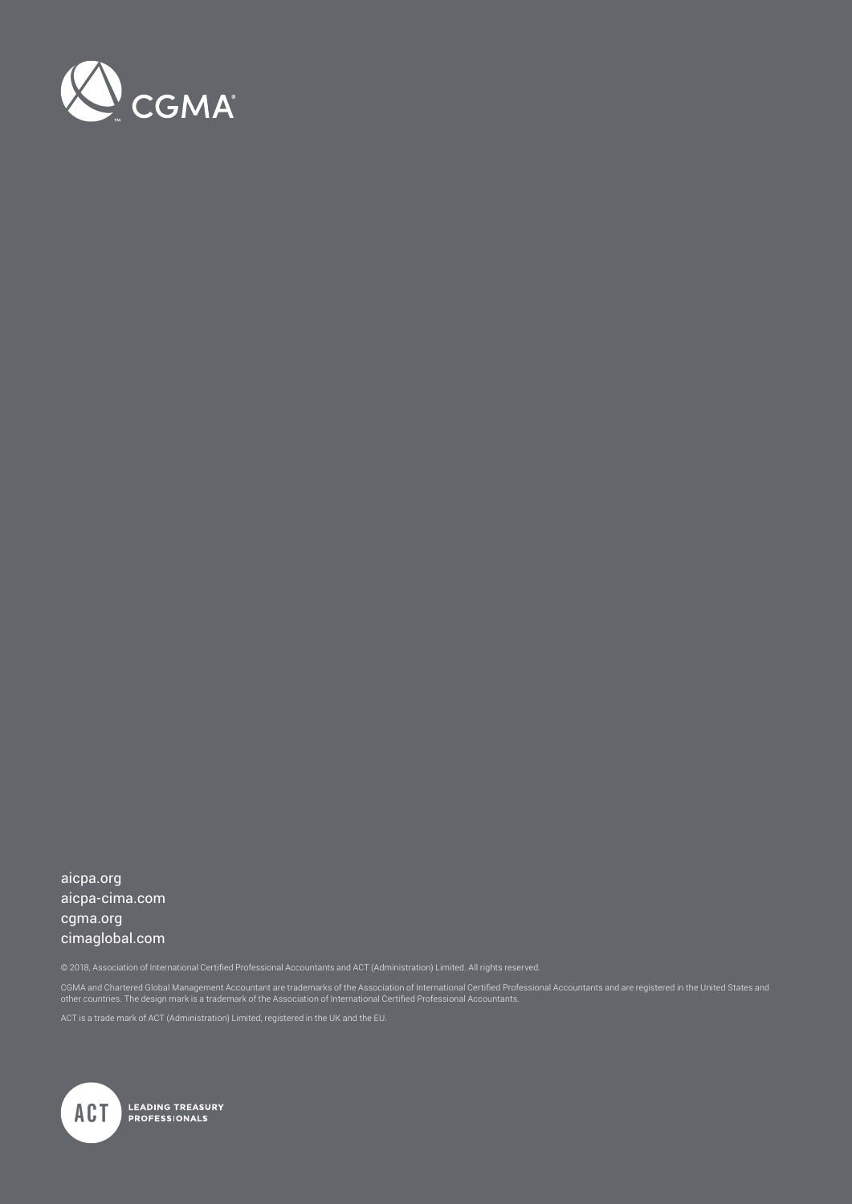CGMA

aicpa.org
aicpa-cima.com
cgma.org
cimaglobal.com

© 2018, Association of International Certified Professional Accountants and ACT (Administration) Limited. All rights reserved.

CGMA and Chartered Global Management Accountant are trademarks of the Association of International Certified Professional Accountants and are registered in the United States and other countries. The design mark is a trademark of the Association of International Certified Professional Accountants.

ACT is a trade mark of ACT (Administration) Limited, registered in the UK and the EU.

ACT LEADING TREASURY PROFESSIONALS